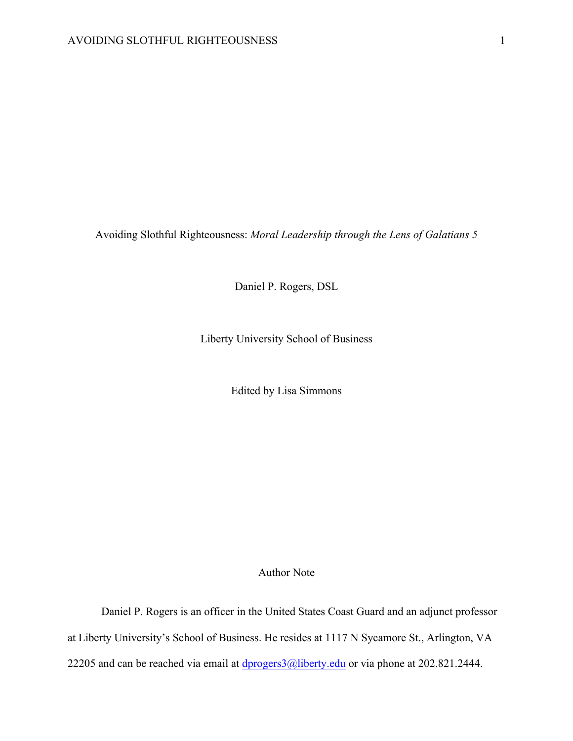# Avoiding Slothful Righteousness: *Moral Leadership through the Lens of Galatians 5*

Daniel P. Rogers, DSL

Liberty University School of Business

Edited by Lisa Simmons

## Author Note

Daniel P. Rogers is an officer in the United States Coast Guard and an adjunct professor at Liberty University's School of Business. He resides at 1117 N Sycamore St., Arlington, VA 22205 and can be reached via email at dprogers3@liberty.edu or via phone at 202.821.2444.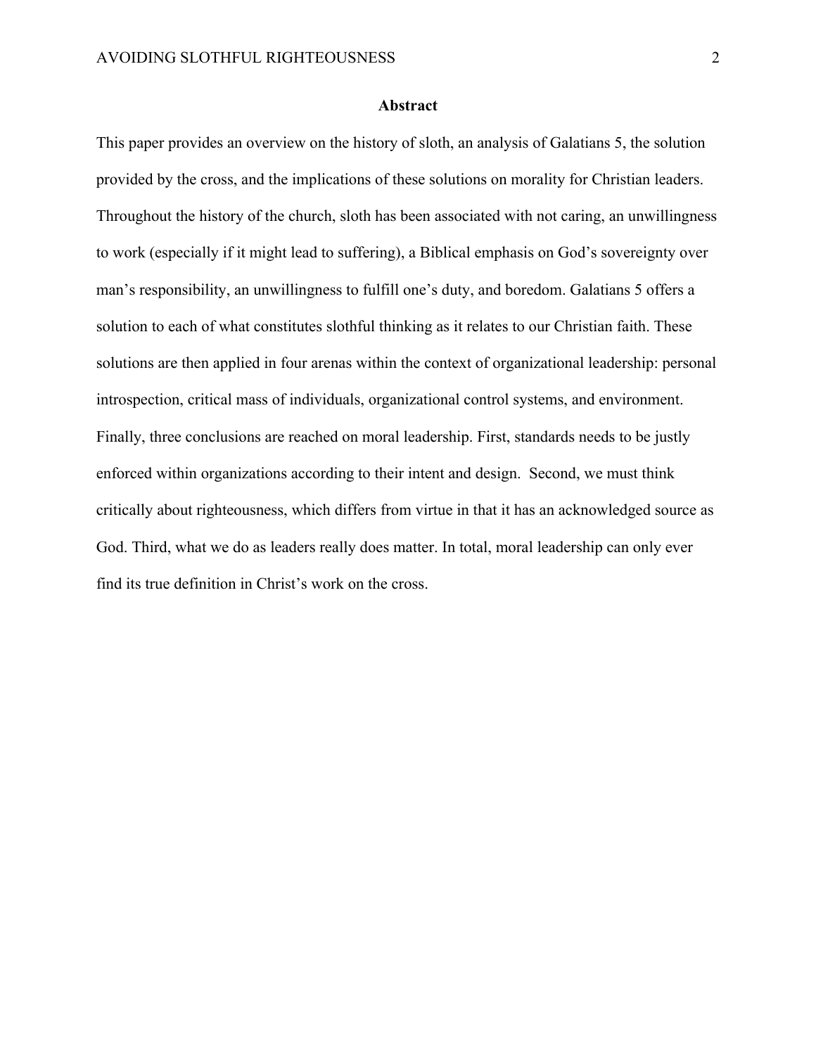## Abstract

This paper provides an overview on the history of sloth, an analysis of Galatians 5, the solution provided by the cross, and the implications of these solutions on morality for Christian leaders. Throughout the history of the church, sloth has been associated with not caring, an unwillingness to work (especially if it might lead to suffering), a Biblical emphasis on God's sovereignty over man's responsibility, an unwillingness to fulfill one's duty, and boredom. Galatians 5 offers a solution to each of what constitutes slothful thinking as it relates to our Christian faith. These solutions are then applied in four arenas within the context of organizational leadership: personal introspection, critical mass of individuals, organizational control systems, and environment. Finally, three conclusions are reached on moral leadership. First, standards needs to be justly enforced within organizations according to their intent and design. Second, we must think critically about righteousness, which differs from virtue in that it has an acknowledged source as God. Third, what we do as leaders really does matter. In total, moral leadership can only ever find its true definition in Christ's work on the cross.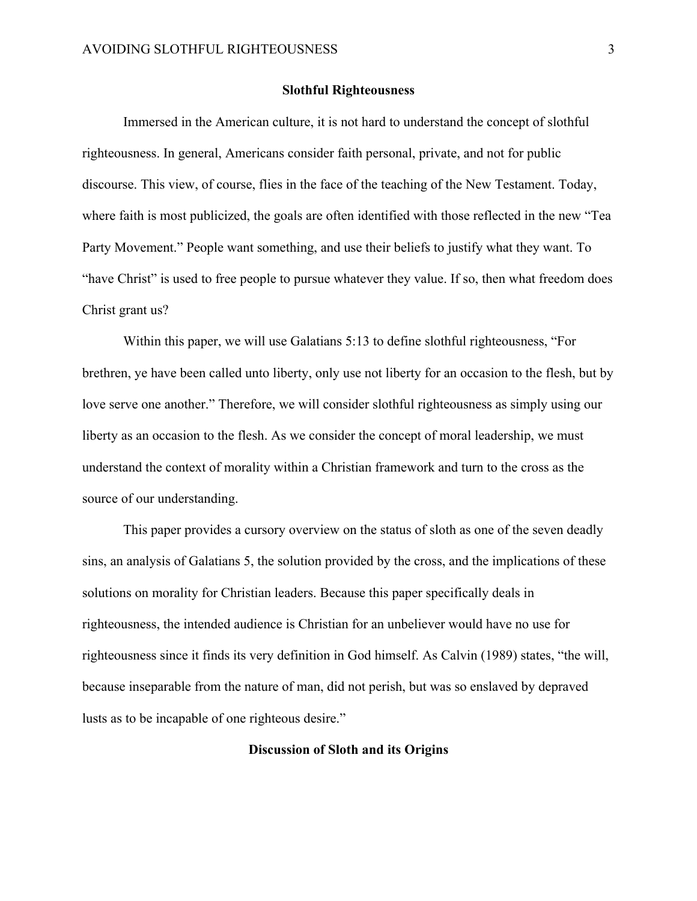## Slothful Righteousness

Immersed in the American culture, it is not hard to understand the concept of slothful righteousness. In general, Americans consider faith personal, private, and not for public discourse. This view, of course, flies in the face of the teaching of the New Testament. Today, where faith is most publicized, the goals are often identified with those reflected in the new "Tea Party Movement." People want something, and use their beliefs to justify what they want. To "have Christ" is used to free people to pursue whatever they value. If so, then what freedom does Christ grant us?

Within this paper, we will use Galatians 5:13 to define slothful righteousness, "For brethren, ye have been called unto liberty, only use not liberty for an occasion to the flesh, but by love serve one another." Therefore, we will consider slothful righteousness as simply using our liberty as an occasion to the flesh. As we consider the concept of moral leadership, we must understand the context of morality within a Christian framework and turn to the cross as the source of our understanding.

This paper provides a cursory overview on the status of sloth as one of the seven deadly sins, an analysis of Galatians 5, the solution provided by the cross, and the implications of these solutions on morality for Christian leaders. Because this paper specifically deals in righteousness, the intended audience is Christian for an unbeliever would have no use for righteousness since it finds its very definition in God himself. As Calvin (1989) states, "the will, because inseparable from the nature of man, did not perish, but was so enslaved by depraved lusts as to be incapable of one righteous desire."

## Discussion of Sloth and its Origins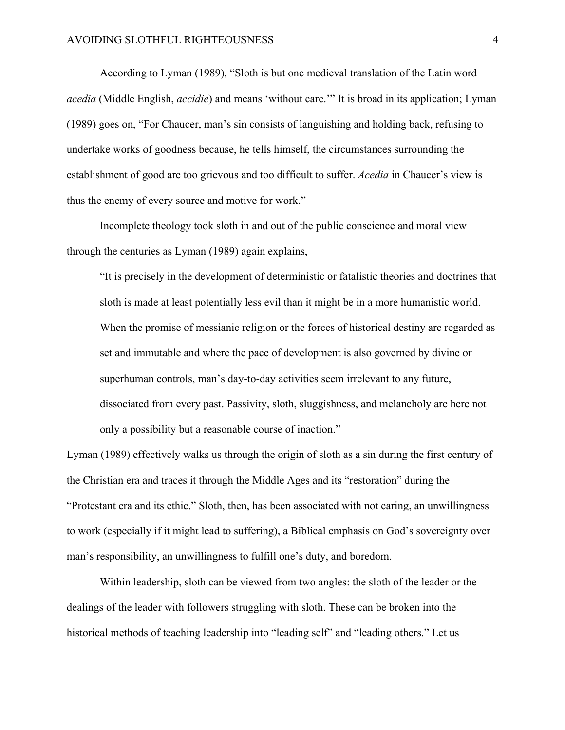According to Lyman (1989), "Sloth is but one medieval translation of the Latin word *acedia* (Middle English, *accidie*) and means 'without care.'" It is broad in its application; Lyman (1989) goes on, "For Chaucer, man's sin consists of languishing and holding back, refusing to undertake works of goodness because, he tells himself, the circumstances surrounding the establishment of good are too grievous and too difficult to suffer. *Acedia* in Chaucer's view is thus the enemy of every source and motive for work."

Incomplete theology took sloth in and out of the public conscience and moral view through the centuries as Lyman (1989) again explains,

> "It is precisely in the development of deterministic or fatalistic theories and doctrines that sloth is made at least potentially less evil than it might be in a more humanistic world. When the promise of messianic religion or the forces of historical destiny are regarded as set and immutable and where the pace of development is also governed by divine or superhuman controls, man's day-to-day activities seem irrelevant to any future, dissociated from every past. Passivity, sloth, sluggishness, and melancholy are here not only a possibility but a reasonable course of inaction."

Lyman (1989) effectively walks us through the origin of sloth as a sin during the first century of the Christian era and traces it through the Middle Ages and its "restoration" during the "Protestant era and its ethic." Sloth, then, has been associated with not caring, an unwillingness to work (especially if it might lead to suffering), a Biblical emphasis on God's sovereignty over man's responsibility, an unwillingness to fulfill one's duty, and boredom.

Within leadership, sloth can be viewed from two angles: the sloth of the leader or the dealings of the leader with followers struggling with sloth. These can be broken into the historical methods of teaching leadership into "leading self" and "leading others." Let us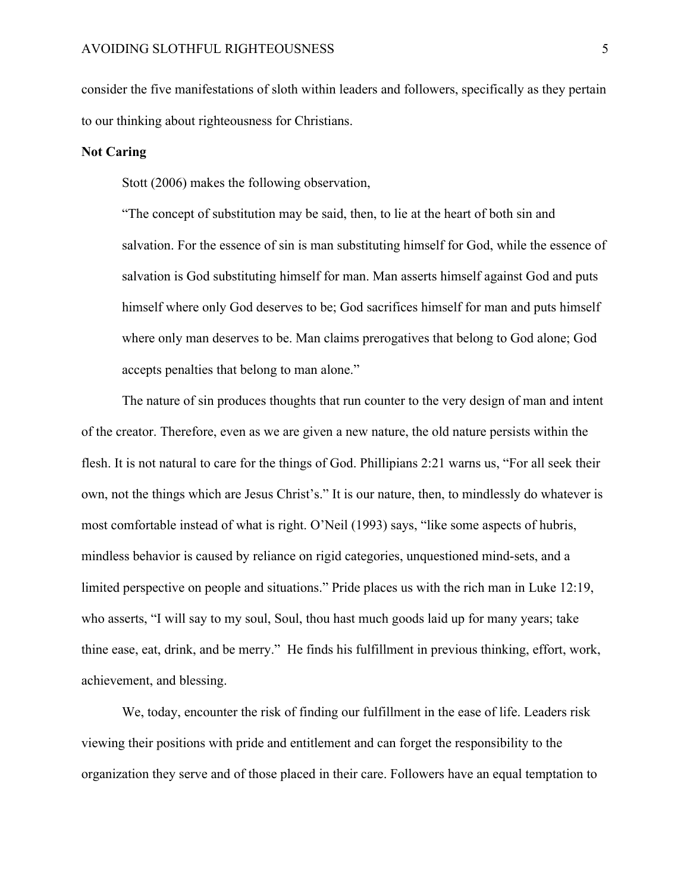consider the five manifestations of sloth within leaders and followers, specifically as they pertain to our thinking about righteousness for Christians.

**Not Caring**

Stott (2006) makes the following observation,

> "The concept of substitution may be said, then, to lie at the heart of both sin and salvation. For the essence of sin is man substituting himself for God, while the essence of salvation is God substituting himself for man. Man asserts himself against God and puts himself where only God deserves to be; God sacrifices himself for man and puts himself where only man deserves to be. Man claims prerogatives that belong to God alone; God accepts penalties that belong to man alone."

The nature of sin produces thoughts that run counter to the very design of man and intent of the creator. Therefore, even as we are given a new nature, the old nature persists within the flesh. It is not natural to care for the things of God. Phillipians 2:21 warns us, "For all seek their own, not the things which are Jesus Christ's." It is our nature, then, to mindlessly do whatever is most comfortable instead of what is right. O'Neil (1993) says, "like some aspects of hubris, mindless behavior is caused by reliance on rigid categories, unquestioned mind-sets, and a limited perspective on people and situations." Pride places us with the rich man in Luke 12:19, who asserts, "I will say to my soul, Soul, thou hast much goods laid up for many years; take thine ease, eat, drink, and be merry." He finds his fulfillment in previous thinking, effort, work, achievement, and blessing.

We, today, encounter the risk of finding our fulfillment in the ease of life. Leaders risk viewing their positions with pride and entitlement and can forget the responsibility to the organization they serve and of those placed in their care. Followers have an equal temptation to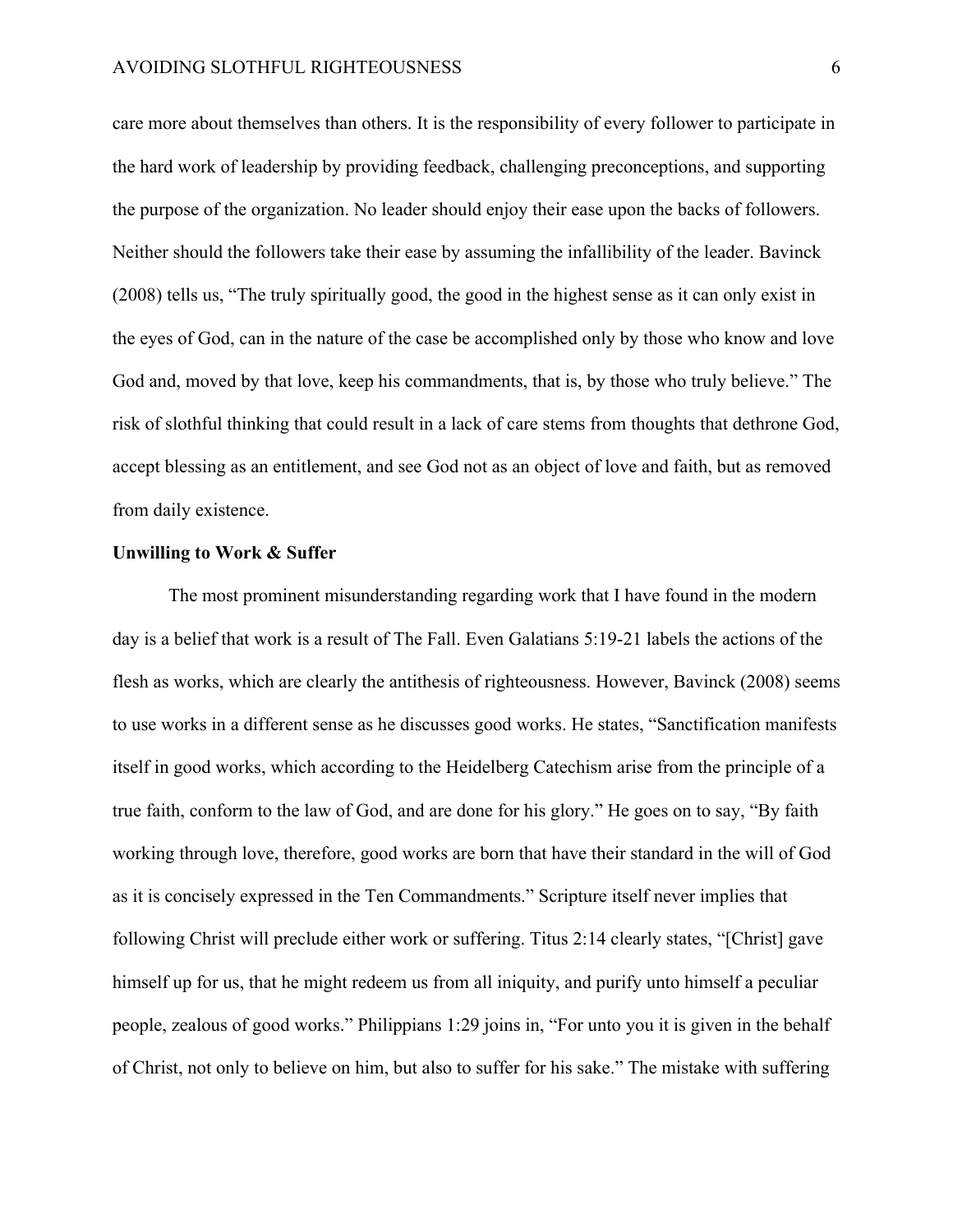care more about themselves than others. It is the responsibility of every follower to participate in the hard work of leadership by providing feedback, challenging preconceptions, and supporting the purpose of the organization. No leader should enjoy their ease upon the backs of followers. Neither should the followers take their ease by assuming the infallibility of the leader. Bavinck (2008) tells us, "The truly spiritually good, the good in the highest sense as it can only exist in the eyes of God, can in the nature of the case be accomplished only by those who know and love God and, moved by that love, keep his commandments, that is, by those who truly believe." The risk of slothful thinking that could result in a lack of care stems from thoughts that dethrone God, accept blessing as an entitlement, and see God not as an object of love and faith, but as removed from daily existence.

**Unwilling to Work & Suffer**

The most prominent misunderstanding regarding work that I have found in the modern day is a belief that work is a result of The Fall. Even Galatians 5:19-21 labels the actions of the flesh as works, which are clearly the antithesis of righteousness. However, Bavinck (2008) seems to use works in a different sense as he discusses good works. He states, "Sanctification manifests itself in good works, which according to the Heidelberg Catechism arise from the principle of a true faith, conform to the law of God, and are done for his glory." He goes on to say, "By faith working through love, therefore, good works are born that have their standard in the will of God as it is concisely expressed in the Ten Commandments." Scripture itself never implies that following Christ will preclude either work or suffering. Titus 2:14 clearly states, "[Christ] gave himself up for us, that he might redeem us from all iniquity, and purify unto himself a peculiar people, zealous of good works." Philippians 1:29 joins in, "For unto you it is given in the behalf of Christ, not only to believe on him, but also to suffer for his sake." The mistake with suffering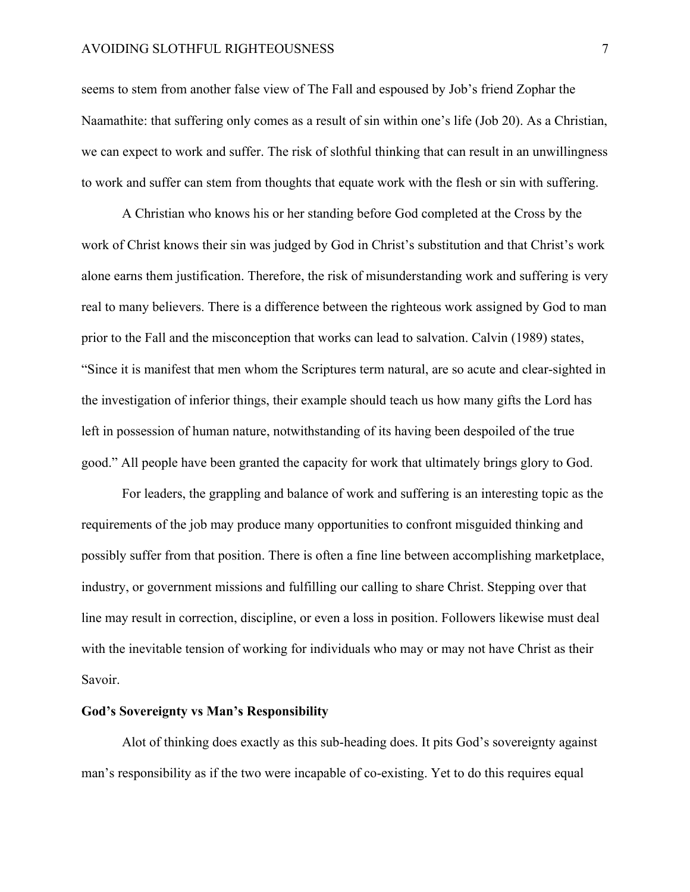seems to stem from another false view of The Fall and espoused by Job's friend Zophar the Naamathite: that suffering only comes as a result of sin within one's life (Job 20). As a Christian, we can expect to work and suffer. The risk of slothful thinking that can result in an unwillingness to work and suffer can stem from thoughts that equate work with the flesh or sin with suffering.

A Christian who knows his or her standing before God completed at the Cross by the work of Christ knows their sin was judged by God in Christ's substitution and that Christ's work alone earns them justification. Therefore, the risk of misunderstanding work and suffering is very real to many believers. There is a difference between the righteous work assigned by God to man prior to the Fall and the misconception that works can lead to salvation. Calvin (1989) states, "Since it is manifest that men whom the Scriptures term natural, are so acute and clear-sighted in the investigation of inferior things, their example should teach us how many gifts the Lord has left in possession of human nature, notwithstanding of its having been despoiled of the true good." All people have been granted the capacity for work that ultimately brings glory to God.

For leaders, the grappling and balance of work and suffering is an interesting topic as the requirements of the job may produce many opportunities to confront misguided thinking and possibly suffer from that position. There is often a fine line between accomplishing marketplace, industry, or government missions and fulfilling our calling to share Christ. Stepping over that line may result in correction, discipline, or even a loss in position. Followers likewise must deal with the inevitable tension of working for individuals who may or may not have Christ as their Savoir.

**God's Sovereignty vs Man's Responsibility**

Alot of thinking does exactly as this sub-heading does. It pits God's sovereignty against man's responsibility as if the two were incapable of co-existing. Yet to do this requires equal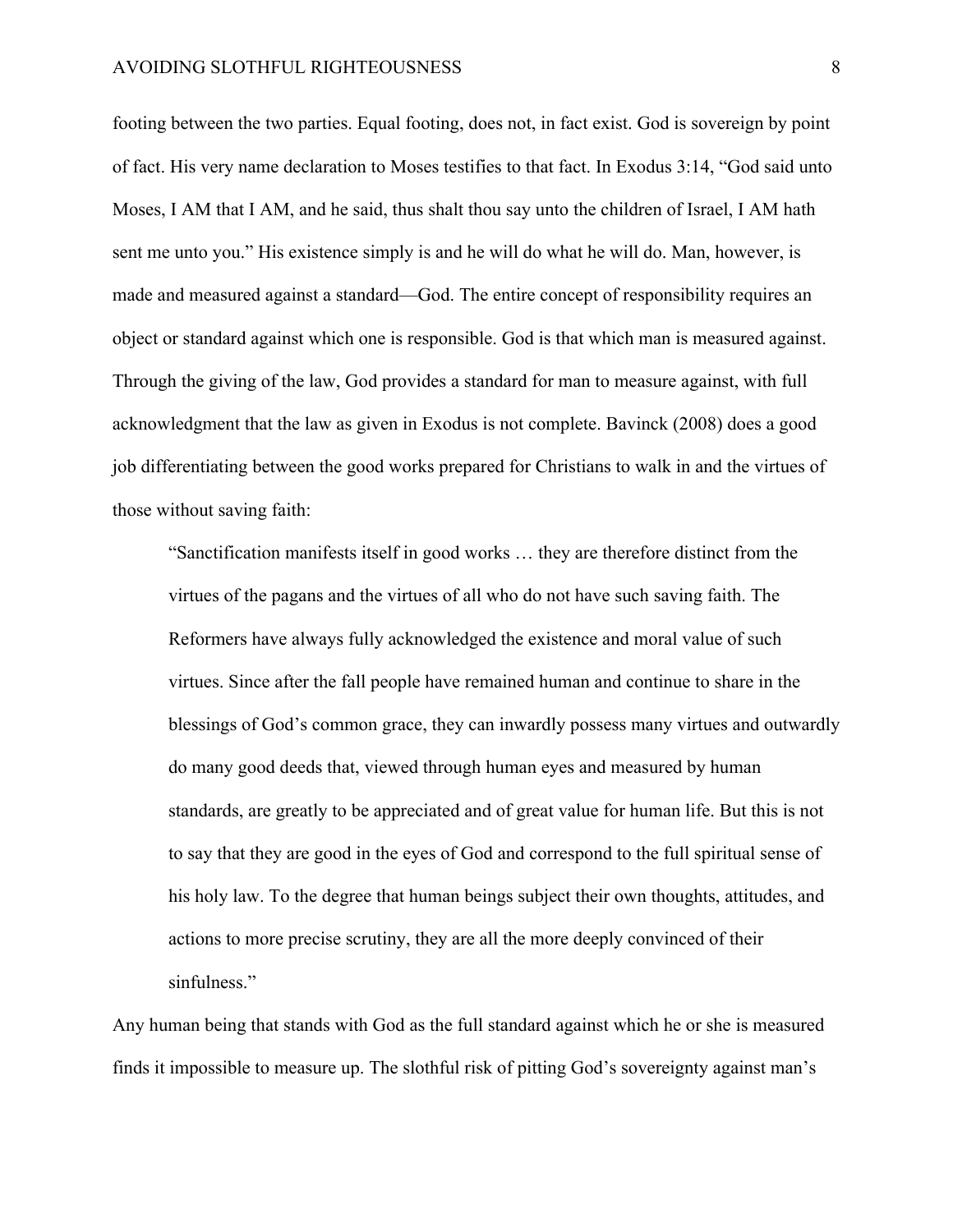footing between the two parties. Equal footing, does not, in fact exist. God is sovereign by point of fact. His very name declaration to Moses testifies to that fact. In Exodus 3:14, "God said unto Moses, I AM that I AM, and he said, thus shalt thou say unto the children of Israel, I AM hath sent me unto you." His existence simply is and he will do what he will do. Man, however, is made and measured against a standard—God. The entire concept of responsibility requires an object or standard against which one is responsible. God is that which man is measured against. Through the giving of the law, God provides a standard for man to measure against, with full acknowledgment that the law as given in Exodus is not complete. Bavinck (2008) does a good job differentiating between the good works prepared for Christians to walk in and the virtues of those without saving faith:

> "Sanctification manifests itself in good works … they are therefore distinct from the virtues of the pagans and the virtues of all who do not have such saving faith. The Reformers have always fully acknowledged the existence and moral value of such virtues. Since after the fall people have remained human and continue to share in the blessings of God's common grace, they can inwardly possess many virtues and outwardly do many good deeds that, viewed through human eyes and measured by human standards, are greatly to be appreciated and of great value for human life. But this is not to say that they are good in the eyes of God and correspond to the full spiritual sense of his holy law. To the degree that human beings subject their own thoughts, attitudes, and actions to more precise scrutiny, they are all the more deeply convinced of their sinfulness."

Any human being that stands with God as the full standard against which he or she is measured finds it impossible to measure up. The slothful risk of pitting God's sovereignty against man's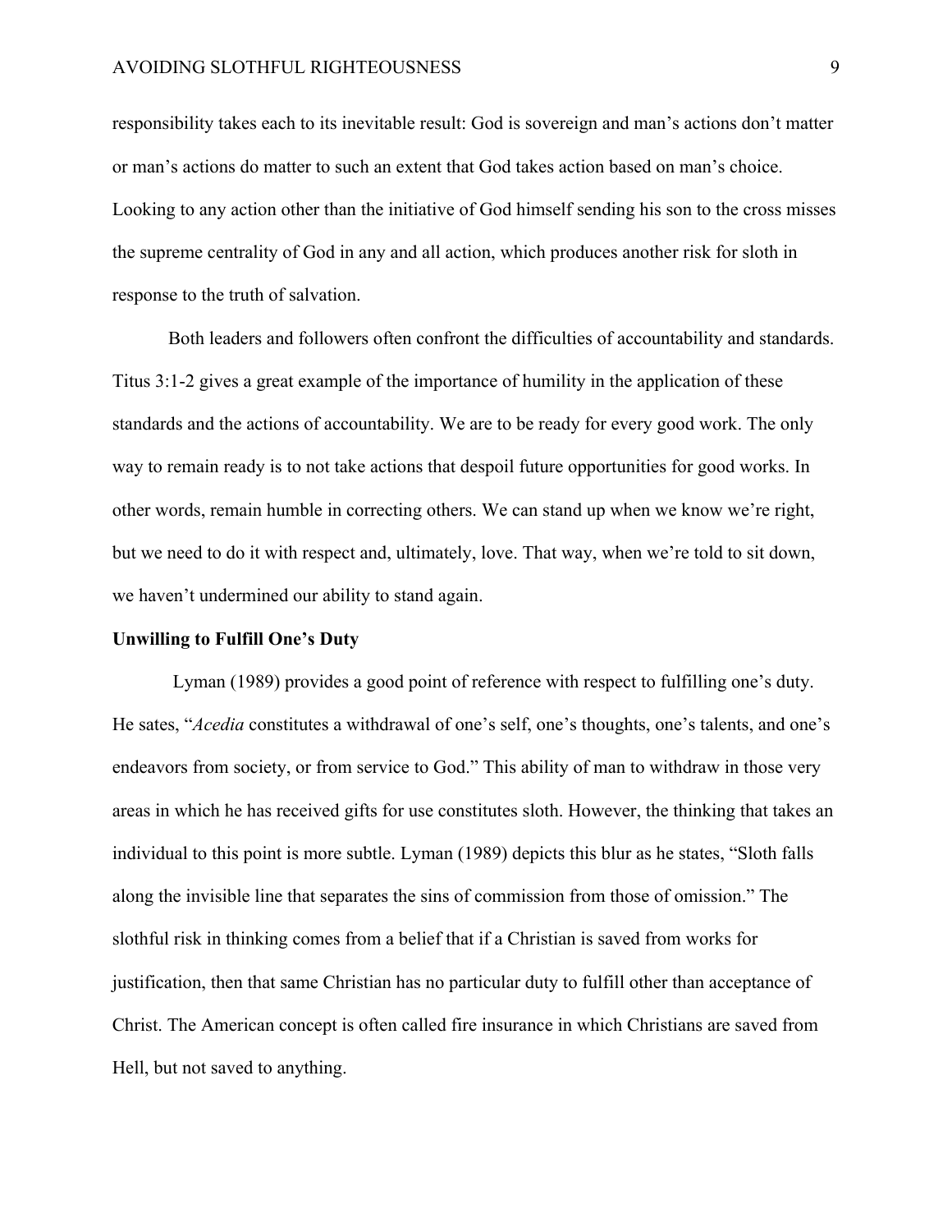responsibility takes each to its inevitable result: God is sovereign and man's actions don't matter or man's actions do matter to such an extent that God takes action based on man's choice. Looking to any action other than the initiative of God himself sending his son to the cross misses the supreme centrality of God in any and all action, which produces another risk for sloth in response to the truth of salvation.

Both leaders and followers often confront the difficulties of accountability and standards. Titus 3:1-2 gives a great example of the importance of humility in the application of these standards and the actions of accountability. We are to be ready for every good work. The only way to remain ready is to not take actions that despoil future opportunities for good works. In other words, remain humble in correcting others. We can stand up when we know we're right, but we need to do it with respect and, ultimately, love. That way, when we're told to sit down, we haven't undermined our ability to stand again.

**Unwilling to Fulfill One's Duty**

Lyman (1989) provides a good point of reference with respect to fulfilling one's duty. He sates, "*Acedia* constitutes a withdrawal of one's self, one's thoughts, one's talents, and one's endeavors from society, or from service to God." This ability of man to withdraw in those very areas in which he has received gifts for use constitutes sloth. However, the thinking that takes an individual to this point is more subtle. Lyman (1989) depicts this blur as he states, "Sloth falls along the invisible line that separates the sins of commission from those of omission." The slothful risk in thinking comes from a belief that if a Christian is saved from works for justification, then that same Christian has no particular duty to fulfill other than acceptance of Christ. The American concept is often called fire insurance in which Christians are saved from Hell, but not saved to anything.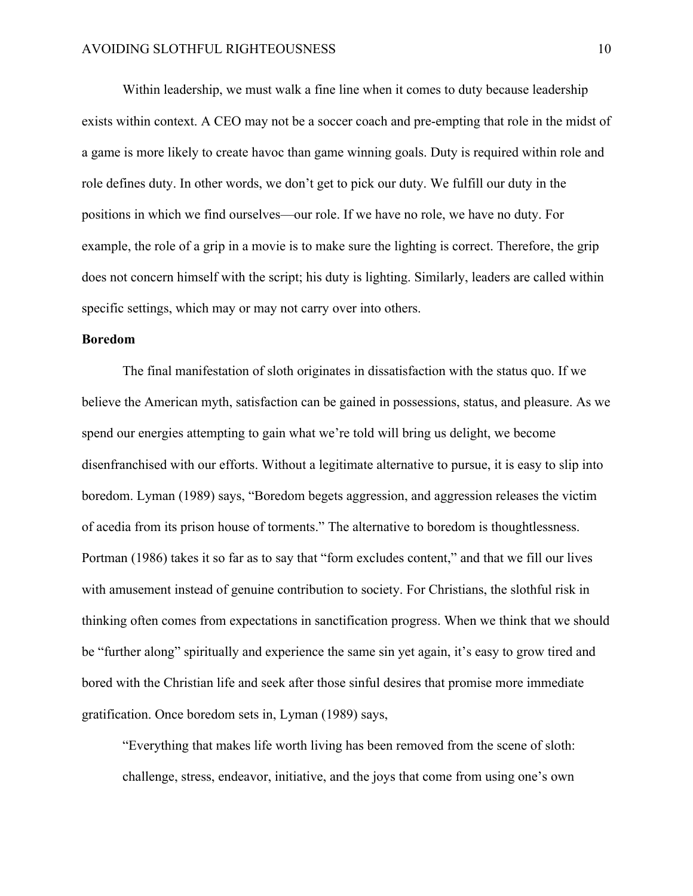Within leadership, we must walk a fine line when it comes to duty because leadership exists within context. A CEO may not be a soccer coach and pre-empting that role in the midst of a game is more likely to create havoc than game winning goals. Duty is required within role and role defines duty. In other words, we don't get to pick our duty. We fulfill our duty in the positions in which we find ourselves—our role. If we have no role, we have no duty. For example, the role of a grip in a movie is to make sure the lighting is correct. Therefore, the grip does not concern himself with the script; his duty is lighting. Similarly, leaders are called within specific settings, which may or may not carry over into others.

**Boredom**

The final manifestation of sloth originates in dissatisfaction with the status quo. If we believe the American myth, satisfaction can be gained in possessions, status, and pleasure. As we spend our energies attempting to gain what we're told will bring us delight, we become disenfranchised with our efforts. Without a legitimate alternative to pursue, it is easy to slip into boredom. Lyman (1989) says, "Boredom begets aggression, and aggression releases the victim of acedia from its prison house of torments." The alternative to boredom is thoughtlessness. Portman (1986) takes it so far as to say that "form excludes content," and that we fill our lives with amusement instead of genuine contribution to society. For Christians, the slothful risk in thinking often comes from expectations in sanctification progress. When we think that we should be "further along" spiritually and experience the same sin yet again, it's easy to grow tired and bored with the Christian life and seek after those sinful desires that promise more immediate gratification. Once boredom sets in, Lyman (1989) says,

> "Everything that makes life worth living has been removed from the scene of sloth: challenge, stress, endeavor, initiative, and the joys that come from using one's own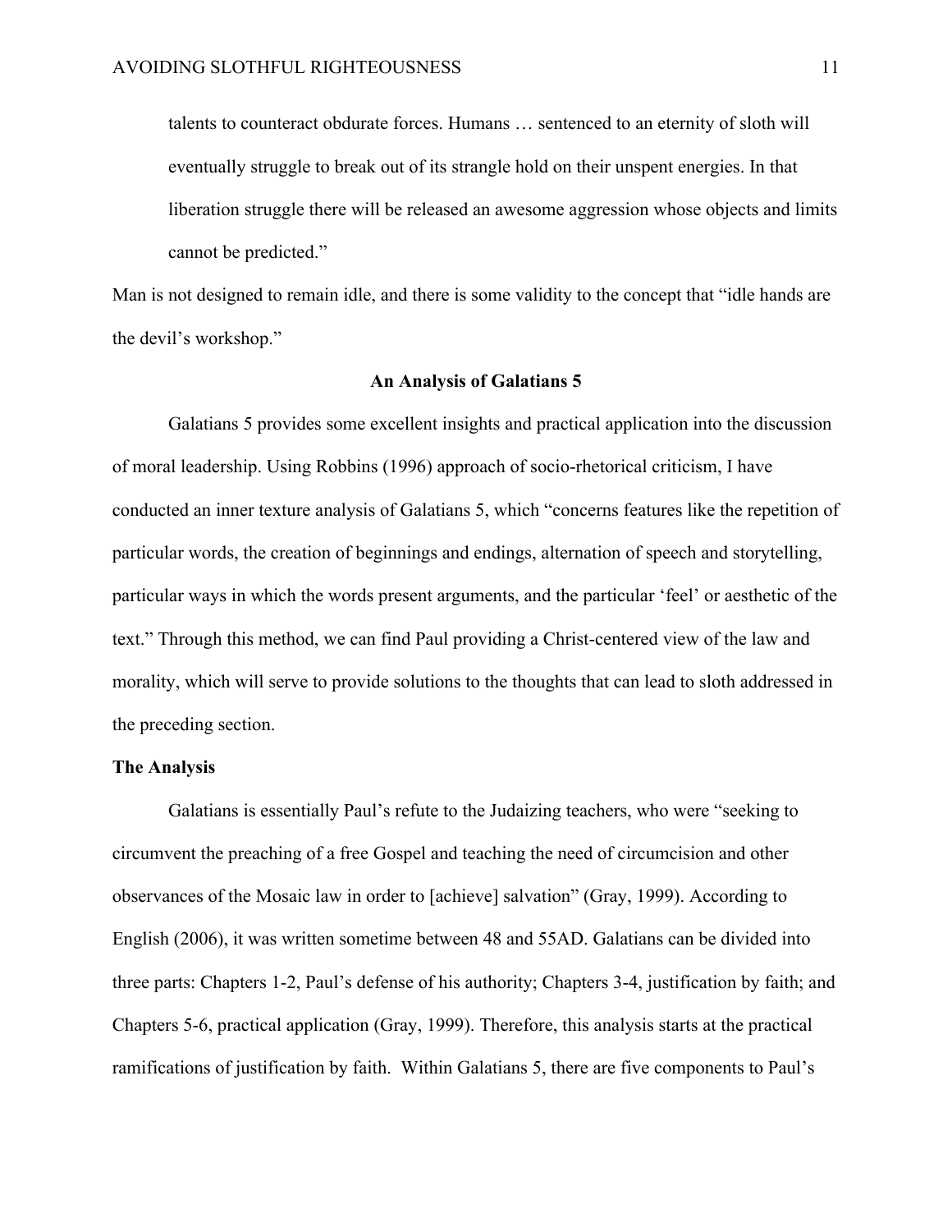> talents to counteract obdurate forces. Humans … sentenced to an eternity of sloth will eventually struggle to break out of its strangle hold on their unspent energies. In that liberation struggle there will be released an awesome aggression whose objects and limits cannot be predicted."

Man is not designed to remain idle, and there is some validity to the concept that "idle hands are the devil's workshop."

## An Analysis of Galatians 5

Galatians 5 provides some excellent insights and practical application into the discussion of moral leadership. Using Robbins (1996) approach of socio-rhetorical criticism, I have conducted an inner texture analysis of Galatians 5, which "concerns features like the repetition of particular words, the creation of beginnings and endings, alternation of speech and storytelling, particular ways in which the words present arguments, and the particular 'feel' or aesthetic of the text." Through this method, we can find Paul providing a Christ-centered view of the law and morality, which will serve to provide solutions to the thoughts that can lead to sloth addressed in the preceding section.

### The Analysis

Galatians is essentially Paul's refute to the Judaizing teachers, who were "seeking to circumvent the preaching of a free Gospel and teaching the need of circumcision and other observances of the Mosaic law in order to [achieve] salvation" (Gray, 1999). According to English (2006), it was written sometime between 48 and 55AD. Galatians can be divided into three parts: Chapters 1-2, Paul's defense of his authority; Chapters 3-4, justification by faith; and Chapters 5-6, practical application (Gray, 1999). Therefore, this analysis starts at the practical ramifications of justification by faith. Within Galatians 5, there are five components to Paul's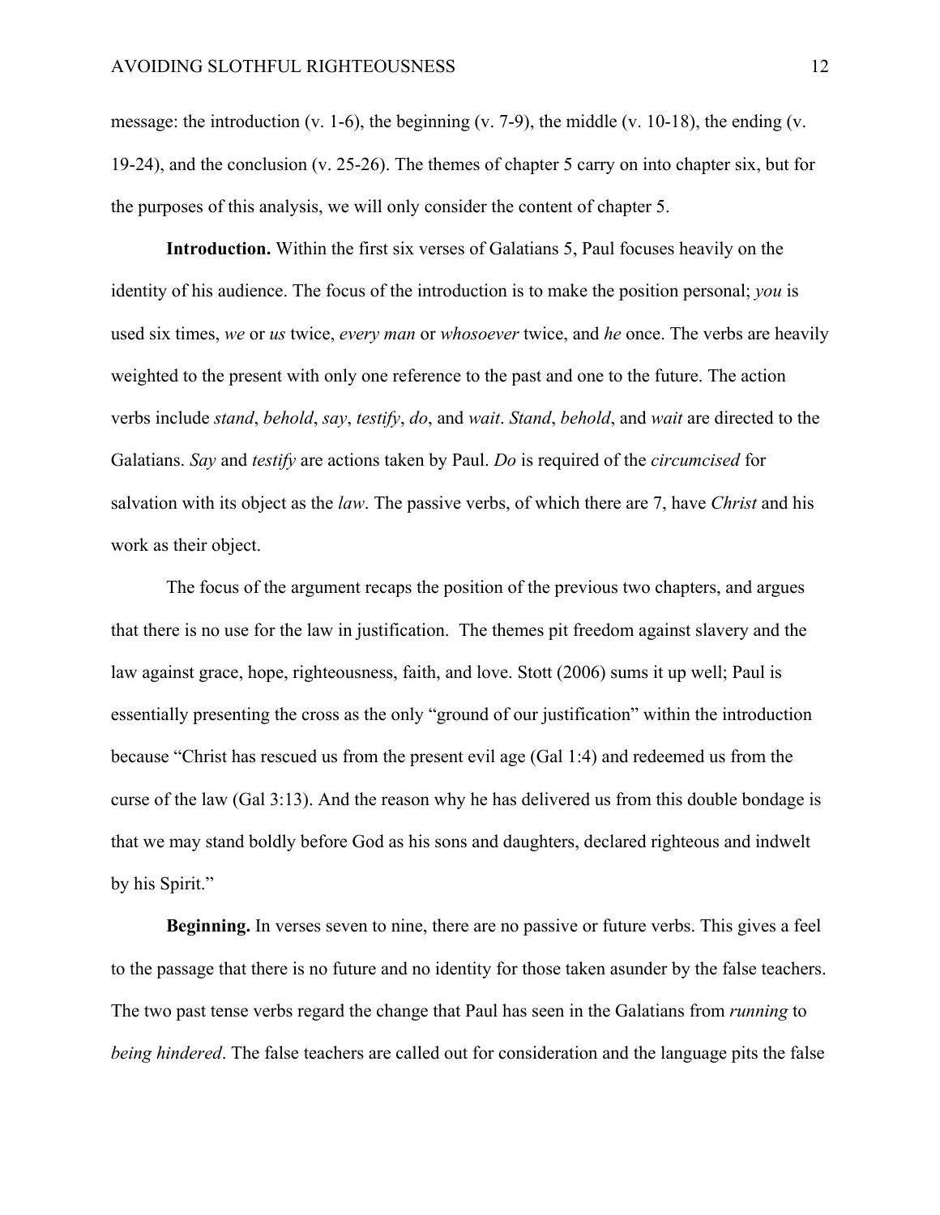message: the introduction (v. 1-6), the beginning (v. 7-9), the middle (v. 10-18), the ending (v. 19-24), and the conclusion (v. 25-26). The themes of chapter 5 carry on into chapter six, but for the purposes of this analysis, we will only consider the content of chapter 5.

**Introduction.** Within the first six verses of Galatians 5, Paul focuses heavily on the identity of his audience. The focus of the introduction is to make the position personal; *you* is used six times, *we* or *us* twice, *every man* or *whosoever* twice, and *he* once. The verbs are heavily weighted to the present with only one reference to the past and one to the future. The action verbs include *stand*, *behold*, *say*, *testify*, *do*, and *wait*. *Stand*, *behold*, and *wait* are directed to the Galatians. *Say* and *testify* are actions taken by Paul. *Do* is required of the *circumcised* for salvation with its object as the *law*. The passive verbs, of which there are 7, have *Christ* and his work as their object.

The focus of the argument recaps the position of the previous two chapters, and argues that there is no use for the law in justification. The themes pit freedom against slavery and the law against grace, hope, righteousness, faith, and love. Stott (2006) sums it up well; Paul is essentially presenting the cross as the only "ground of our justification" within the introduction because "Christ has rescued us from the present evil age (Gal 1:4) and redeemed us from the curse of the law (Gal 3:13). And the reason why he has delivered us from this double bondage is that we may stand boldly before God as his sons and daughters, declared righteous and indwelt by his Spirit."

**Beginning.** In verses seven to nine, there are no passive or future verbs. This gives a feel to the passage that there is no future and no identity for those taken asunder by the false teachers. The two past tense verbs regard the change that Paul has seen in the Galatians from *running* to *being hindered*. The false teachers are called out for consideration and the language pits the false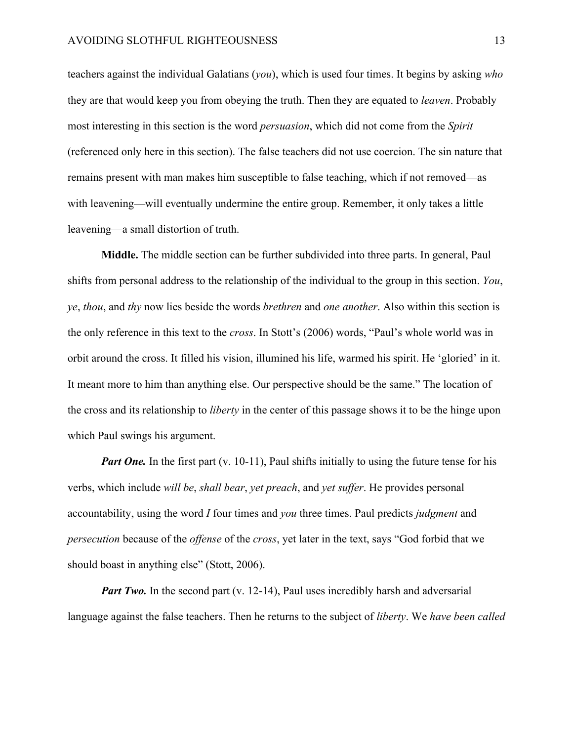teachers against the individual Galatians (*you*), which is used four times. It begins by asking *who* they are that would keep you from obeying the truth. Then they are equated to *leaven*. Probably most interesting in this section is the word *persuasion*, which did not come from the *Spirit* (referenced only here in this section). The false teachers did not use coercion. The sin nature that remains present with man makes him susceptible to false teaching, which if not removed—as with leavening—will eventually undermine the entire group. Remember, it only takes a little leavening—a small distortion of truth.

**Middle.** The middle section can be further subdivided into three parts. In general, Paul shifts from personal address to the relationship of the individual to the group in this section. *You*, *ye*, *thou*, and *thy* now lies beside the words *brethren* and *one another*. Also within this section is the only reference in this text to the *cross*. In Stott's (2006) words, "Paul's whole world was in orbit around the cross. It filled his vision, illumined his life, warmed his spirit. He 'gloried' in it. It meant more to him than anything else. Our perspective should be the same." The location of the cross and its relationship to *liberty* in the center of this passage shows it to be the hinge upon which Paul swings his argument.

***Part One.*** In the first part (v. 10-11), Paul shifts initially to using the future tense for his verbs, which include *will be*, *shall bear*, *yet preach*, and *yet suffer*. He provides personal accountability, using the word *I* four times and *you* three times. Paul predicts *judgment* and *persecution* because of the *offense* of the *cross*, yet later in the text, says "God forbid that we should boast in anything else" (Stott, 2006).

***Part Two.*** In the second part (v. 12-14), Paul uses incredibly harsh and adversarial language against the false teachers. Then he returns to the subject of *liberty*. We *have been called*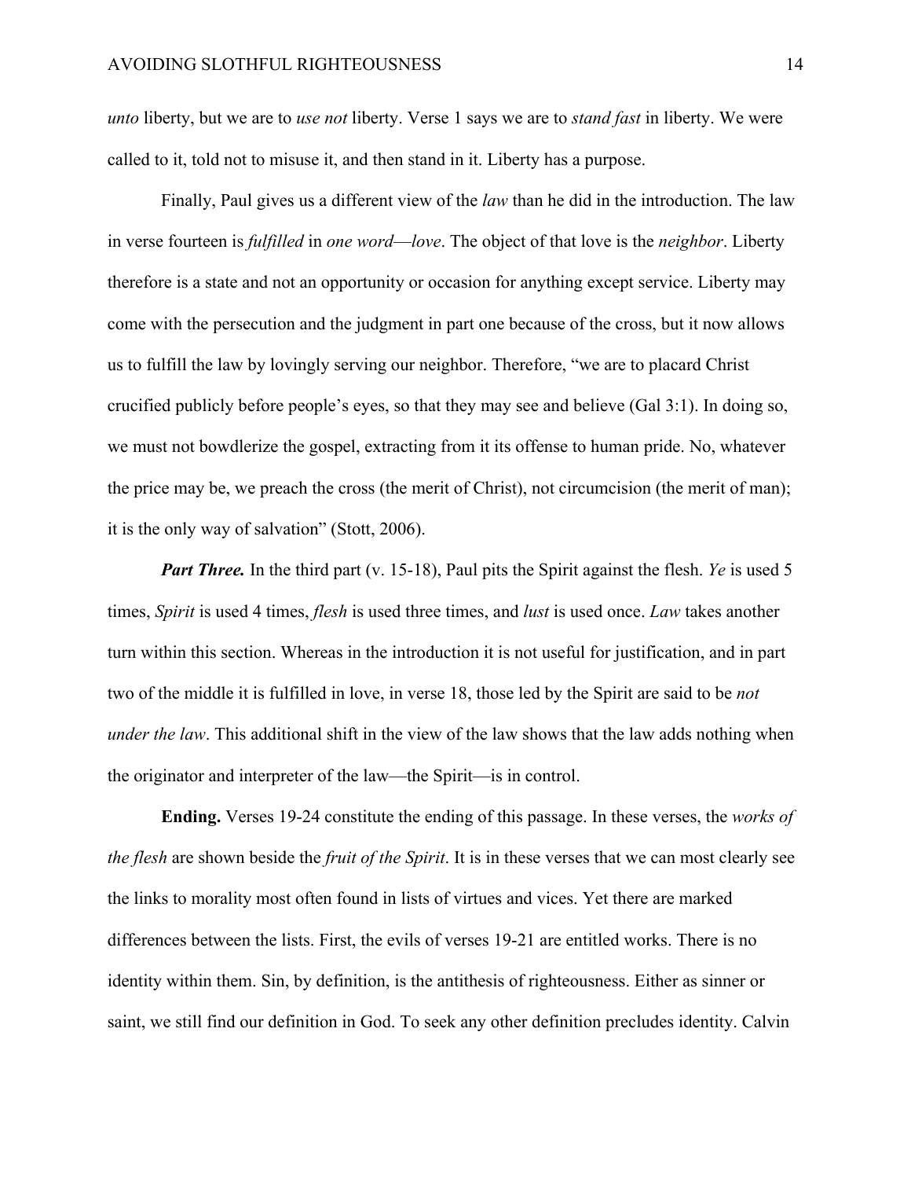*unto* liberty, but we are to *use not* liberty. Verse 1 says we are to *stand fast* in liberty. We were called to it, told not to misuse it, and then stand in it. Liberty has a purpose.

Finally, Paul gives us a different view of the *law* than he did in the introduction. The law in verse fourteen is *fulfilled* in *one word*—*love*. The object of that love is the *neighbor*. Liberty therefore is a state and not an opportunity or occasion for anything except service. Liberty may come with the persecution and the judgment in part one because of the cross, but it now allows us to fulfill the law by lovingly serving our neighbor. Therefore, "we are to placard Christ crucified publicly before people's eyes, so that they may see and believe (Gal 3:1). In doing so, we must not bowdlerize the gospel, extracting from it its offense to human pride. No, whatever the price may be, we preach the cross (the merit of Christ), not circumcision (the merit of man); it is the only way of salvation" (Stott, 2006).

***Part Three.*** In the third part (v. 15-18), Paul pits the Spirit against the flesh. *Ye* is used 5 times, *Spirit* is used 4 times, *flesh* is used three times, and *lust* is used once. *Law* takes another turn within this section. Whereas in the introduction it is not useful for justification, and in part two of the middle it is fulfilled in love, in verse 18, those led by the Spirit are said to be *not under the law*. This additional shift in the view of the law shows that the law adds nothing when the originator and interpreter of the law—the Spirit—is in control.

**Ending.** Verses 19-24 constitute the ending of this passage. In these verses, the *works of the flesh* are shown beside the *fruit of the Spirit*. It is in these verses that we can most clearly see the links to morality most often found in lists of virtues and vices. Yet there are marked differences between the lists. First, the evils of verses 19-21 are entitled works. There is no identity within them. Sin, by definition, is the antithesis of righteousness. Either as sinner or saint, we still find our definition in God. To seek any other definition precludes identity. Calvin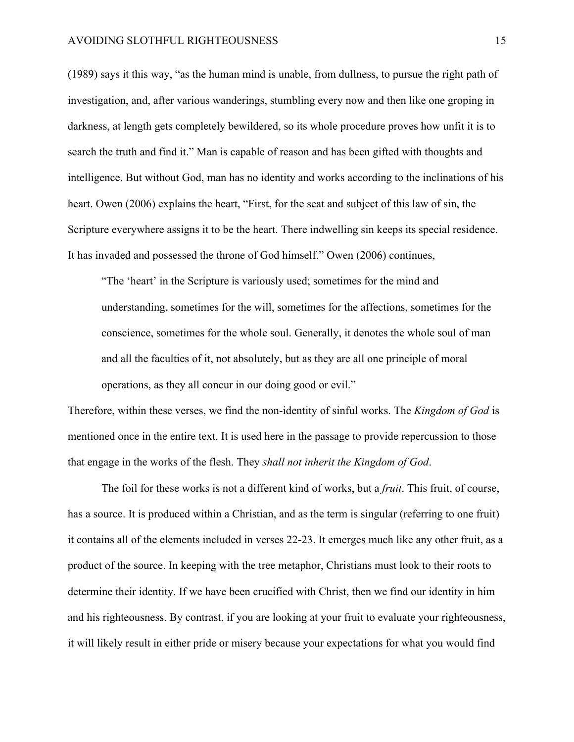(1989) says it this way, "as the human mind is unable, from dullness, to pursue the right path of investigation, and, after various wanderings, stumbling every now and then like one groping in darkness, at length gets completely bewildered, so its whole procedure proves how unfit it is to search the truth and find it." Man is capable of reason and has been gifted with thoughts and intelligence. But without God, man has no identity and works according to the inclinations of his heart. Owen (2006) explains the heart, "First, for the seat and subject of this law of sin, the Scripture everywhere assigns it to be the heart. There indwelling sin keeps its special residence. It has invaded and possessed the throne of God himself." Owen (2006) continues,

> "The 'heart' in the Scripture is variously used; sometimes for the mind and understanding, sometimes for the will, sometimes for the affections, sometimes for the conscience, sometimes for the whole soul. Generally, it denotes the whole soul of man and all the faculties of it, not absolutely, but as they are all one principle of moral operations, as they all concur in our doing good or evil."

Therefore, within these verses, we find the non-identity of sinful works. The *Kingdom of God* is mentioned once in the entire text. It is used here in the passage to provide repercussion to those that engage in the works of the flesh. They *shall not inherit the Kingdom of God*.

The foil for these works is not a different kind of works, but a *fruit*. This fruit, of course, has a source. It is produced within a Christian, and as the term is singular (referring to one fruit) it contains all of the elements included in verses 22-23. It emerges much like any other fruit, as a product of the source. In keeping with the tree metaphor, Christians must look to their roots to determine their identity. If we have been crucified with Christ, then we find our identity in him and his righteousness. By contrast, if you are looking at your fruit to evaluate your righteousness, it will likely result in either pride or misery because your expectations for what you would find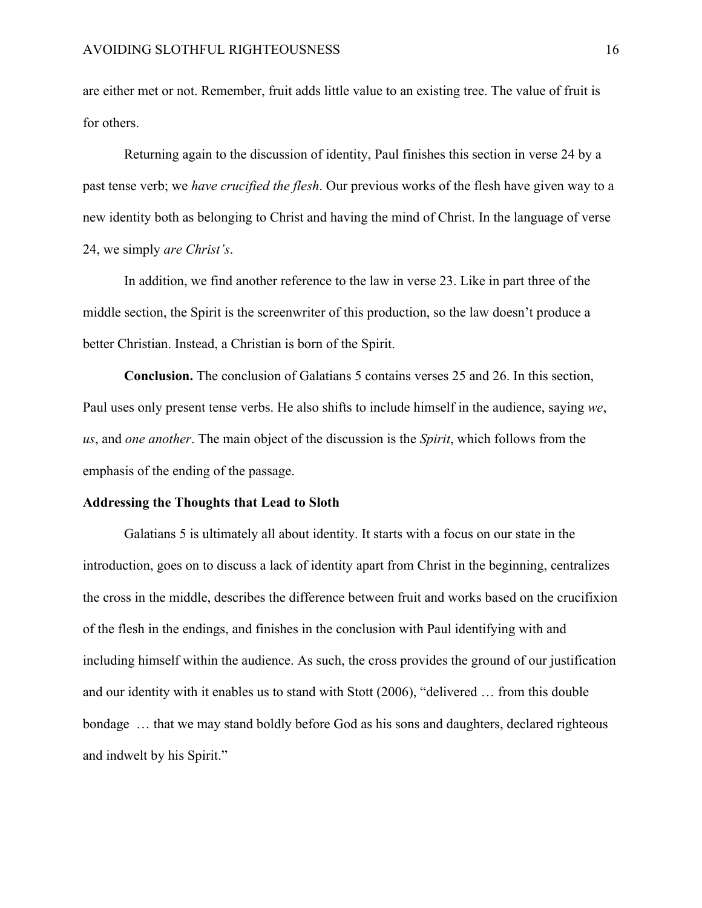are either met or not. Remember, fruit adds little value to an existing tree. The value of fruit is for others.

Returning again to the discussion of identity, Paul finishes this section in verse 24 by a past tense verb; we *have crucified the flesh*. Our previous works of the flesh have given way to a new identity both as belonging to Christ and having the mind of Christ. In the language of verse 24, we simply *are Christ's*.

In addition, we find another reference to the law in verse 23. Like in part three of the middle section, the Spirit is the screenwriter of this production, so the law doesn't produce a better Christian. Instead, a Christian is born of the Spirit.

**Conclusion.** The conclusion of Galatians 5 contains verses 25 and 26. In this section, Paul uses only present tense verbs. He also shifts to include himself in the audience, saying *we*, *us*, and *one another*. The main object of the discussion is the *Spirit*, which follows from the emphasis of the ending of the passage.

## Addressing the Thoughts that Lead to Sloth

Galatians 5 is ultimately all about identity. It starts with a focus on our state in the introduction, goes on to discuss a lack of identity apart from Christ in the beginning, centralizes the cross in the middle, describes the difference between fruit and works based on the crucifixion of the flesh in the endings, and finishes in the conclusion with Paul identifying with and including himself within the audience. As such, the cross provides the ground of our justification and our identity with it enables us to stand with Stott (2006), "delivered … from this double bondage … that we may stand boldly before God as his sons and daughters, declared righteous and indwelt by his Spirit."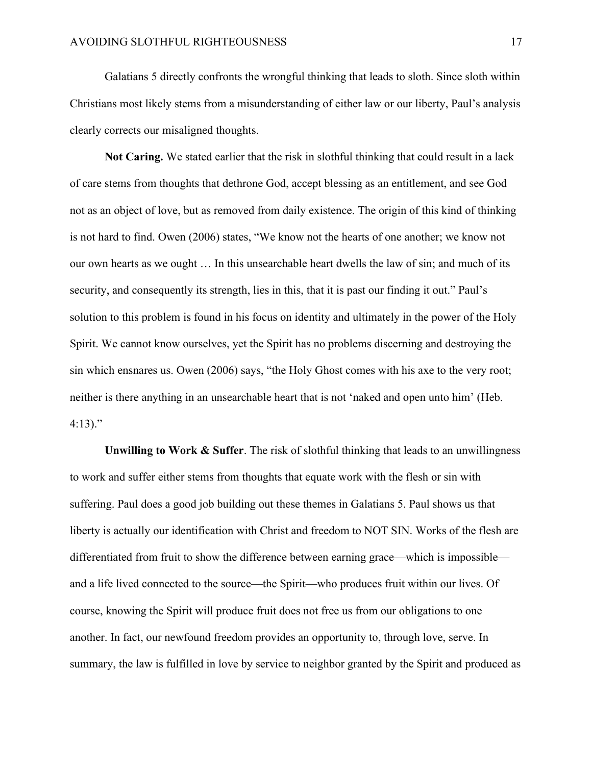Galatians 5 directly confronts the wrongful thinking that leads to sloth. Since sloth within Christians most likely stems from a misunderstanding of either law or our liberty, Paul's analysis clearly corrects our misaligned thoughts.

**Not Caring.** We stated earlier that the risk in slothful thinking that could result in a lack of care stems from thoughts that dethrone God, accept blessing as an entitlement, and see God not as an object of love, but as removed from daily existence. The origin of this kind of thinking is not hard to find. Owen (2006) states, "We know not the hearts of one another; we know not our own hearts as we ought … In this unsearchable heart dwells the law of sin; and much of its security, and consequently its strength, lies in this, that it is past our finding it out." Paul's solution to this problem is found in his focus on identity and ultimately in the power of the Holy Spirit. We cannot know ourselves, yet the Spirit has no problems discerning and destroying the sin which ensnares us. Owen (2006) says, "the Holy Ghost comes with his axe to the very root; neither is there anything in an unsearchable heart that is not 'naked and open unto him' (Heb. 4:13)."

**Unwilling to Work & Suffer**. The risk of slothful thinking that leads to an unwillingness to work and suffer either stems from thoughts that equate work with the flesh or sin with suffering. Paul does a good job building out these themes in Galatians 5. Paul shows us that liberty is actually our identification with Christ and freedom to NOT SIN. Works of the flesh are differentiated from fruit to show the difference between earning grace—which is impossible—and a life lived connected to the source—the Spirit—who produces fruit within our lives. Of course, knowing the Spirit will produce fruit does not free us from our obligations to one another. In fact, our newfound freedom provides an opportunity to, through love, serve. In summary, the law is fulfilled in love by service to neighbor granted by the Spirit and produced as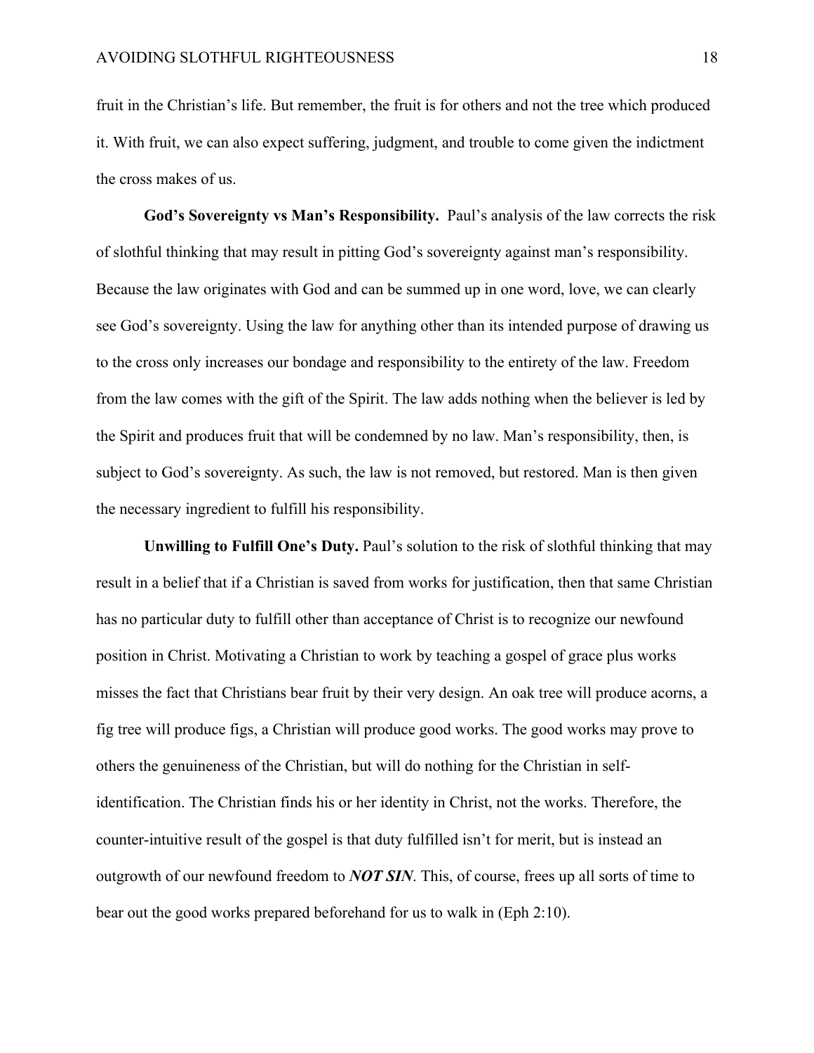fruit in the Christian's life. But remember, the fruit is for others and not the tree which produced it. With fruit, we can also expect suffering, judgment, and trouble to come given the indictment the cross makes of us.

**God's Sovereignty vs Man's Responsibility.** Paul's analysis of the law corrects the risk of slothful thinking that may result in pitting God's sovereignty against man's responsibility. Because the law originates with God and can be summed up in one word, love, we can clearly see God's sovereignty. Using the law for anything other than its intended purpose of drawing us to the cross only increases our bondage and responsibility to the entirety of the law. Freedom from the law comes with the gift of the Spirit. The law adds nothing when the believer is led by the Spirit and produces fruit that will be condemned by no law. Man's responsibility, then, is subject to God's sovereignty. As such, the law is not removed, but restored. Man is then given the necessary ingredient to fulfill his responsibility.

**Unwilling to Fulfill One's Duty.** Paul's solution to the risk of slothful thinking that may result in a belief that if a Christian is saved from works for justification, then that same Christian has no particular duty to fulfill other than acceptance of Christ is to recognize our newfound position in Christ. Motivating a Christian to work by teaching a gospel of grace plus works misses the fact that Christians bear fruit by their very design. An oak tree will produce acorns, a fig tree will produce figs, a Christian will produce good works. The good works may prove to others the genuineness of the Christian, but will do nothing for the Christian in self-identification. The Christian finds his or her identity in Christ, not the works. Therefore, the counter-intuitive result of the gospel is that duty fulfilled isn't for merit, but is instead an outgrowth of our newfound freedom to ***NOT SIN***. This, of course, frees up all sorts of time to bear out the good works prepared beforehand for us to walk in (Eph 2:10).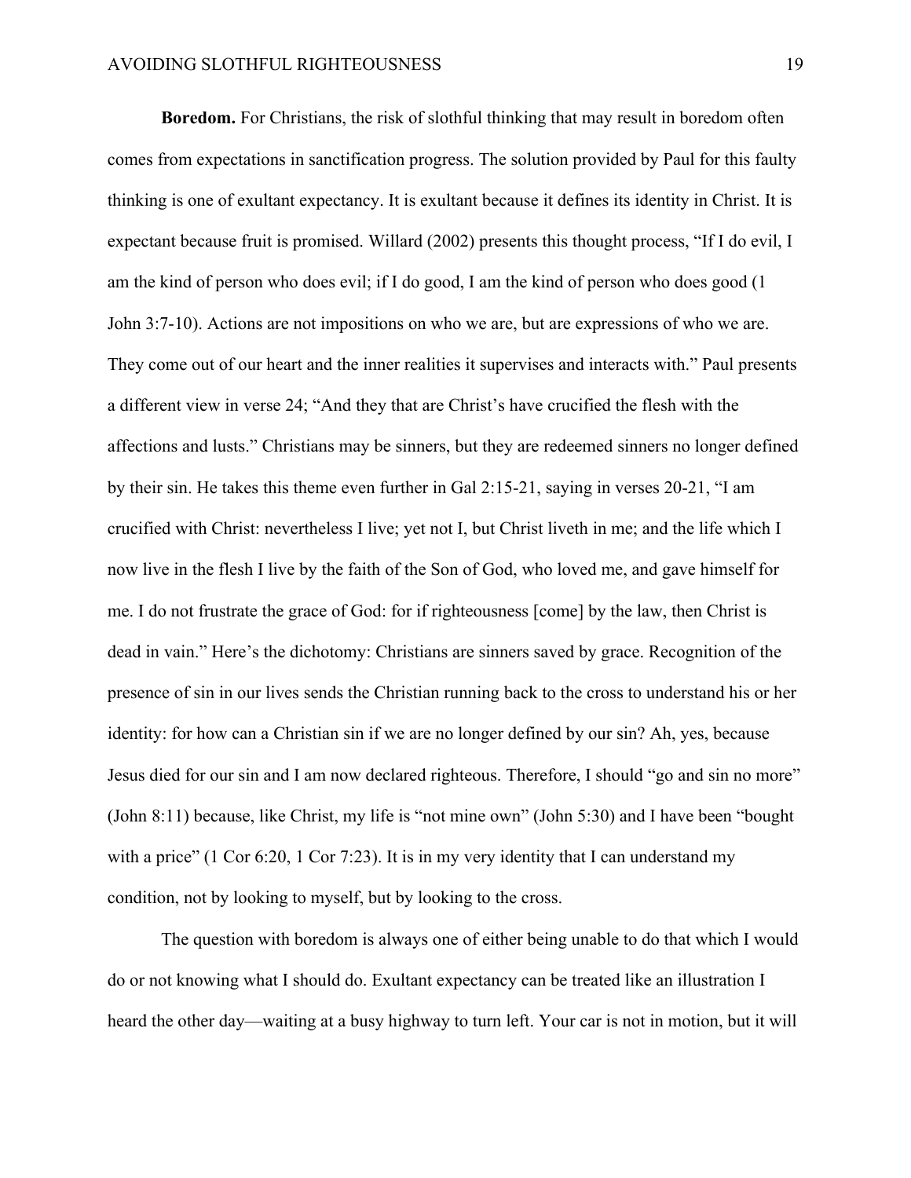**Boredom.** For Christians, the risk of slothful thinking that may result in boredom often comes from expectations in sanctification progress. The solution provided by Paul for this faulty thinking is one of exultant expectancy. It is exultant because it defines its identity in Christ. It is expectant because fruit is promised. Willard (2002) presents this thought process, "If I do evil, I am the kind of person who does evil; if I do good, I am the kind of person who does good (1 John 3:7-10). Actions are not impositions on who we are, but are expressions of who we are. They come out of our heart and the inner realities it supervises and interacts with." Paul presents a different view in verse 24; "And they that are Christ's have crucified the flesh with the affections and lusts." Christians may be sinners, but they are redeemed sinners no longer defined by their sin. He takes this theme even further in Gal 2:15-21, saying in verses 20-21, "I am crucified with Christ: nevertheless I live; yet not I, but Christ liveth in me; and the life which I now live in the flesh I live by the faith of the Son of God, who loved me, and gave himself for me. I do not frustrate the grace of God: for if righteousness [come] by the law, then Christ is dead in vain." Here's the dichotomy: Christians are sinners saved by grace. Recognition of the presence of sin in our lives sends the Christian running back to the cross to understand his or her identity: for how can a Christian sin if we are no longer defined by our sin? Ah, yes, because Jesus died for our sin and I am now declared righteous. Therefore, I should "go and sin no more" (John 8:11) because, like Christ, my life is "not mine own" (John 5:30) and I have been "bought with a price" (1 Cor 6:20, 1 Cor 7:23). It is in my very identity that I can understand my condition, not by looking to myself, but by looking to the cross.

The question with boredom is always one of either being unable to do that which I would do or not knowing what I should do. Exultant expectancy can be treated like an illustration I heard the other day—waiting at a busy highway to turn left. Your car is not in motion, but it will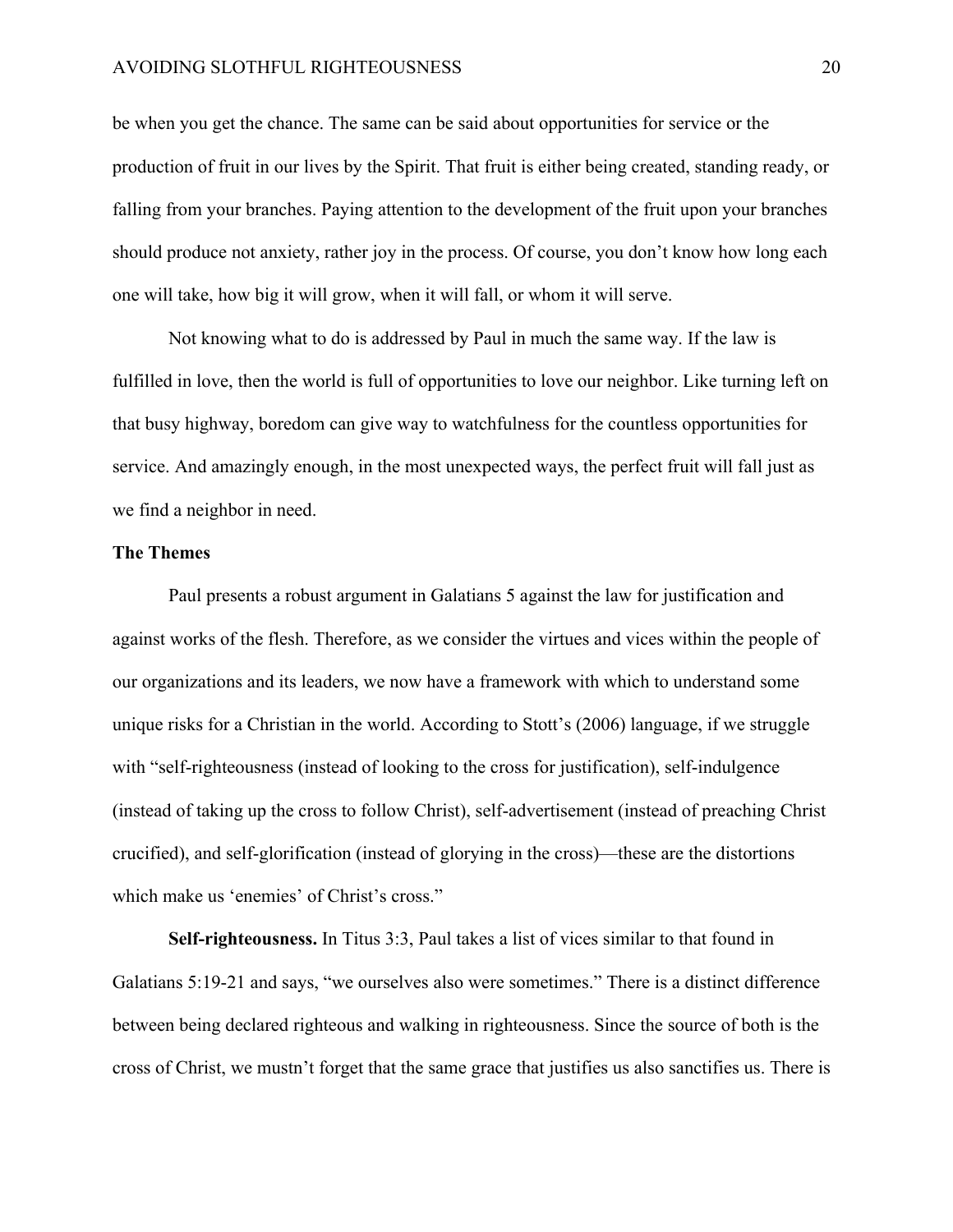be when you get the chance. The same can be said about opportunities for service or the production of fruit in our lives by the Spirit. That fruit is either being created, standing ready, or falling from your branches. Paying attention to the development of the fruit upon your branches should produce not anxiety, rather joy in the process. Of course, you don't know how long each one will take, how big it will grow, when it will fall, or whom it will serve.

Not knowing what to do is addressed by Paul in much the same way. If the law is fulfilled in love, then the world is full of opportunities to love our neighbor. Like turning left on that busy highway, boredom can give way to watchfulness for the countless opportunities for service. And amazingly enough, in the most unexpected ways, the perfect fruit will fall just as we find a neighbor in need.

**The Themes**

Paul presents a robust argument in Galatians 5 against the law for justification and against works of the flesh. Therefore, as we consider the virtues and vices within the people of our organizations and its leaders, we now have a framework with which to understand some unique risks for a Christian in the world. According to Stott's (2006) language, if we struggle with "self-righteousness (instead of looking to the cross for justification), self-indulgence (instead of taking up the cross to follow Christ), self-advertisement (instead of preaching Christ crucified), and self-glorification (instead of glorying in the cross)—these are the distortions which make us 'enemies' of Christ's cross."

**Self-righteousness.** In Titus 3:3, Paul takes a list of vices similar to that found in Galatians 5:19-21 and says, "we ourselves also were sometimes." There is a distinct difference between being declared righteous and walking in righteousness. Since the source of both is the cross of Christ, we mustn't forget that the same grace that justifies us also sanctifies us. There is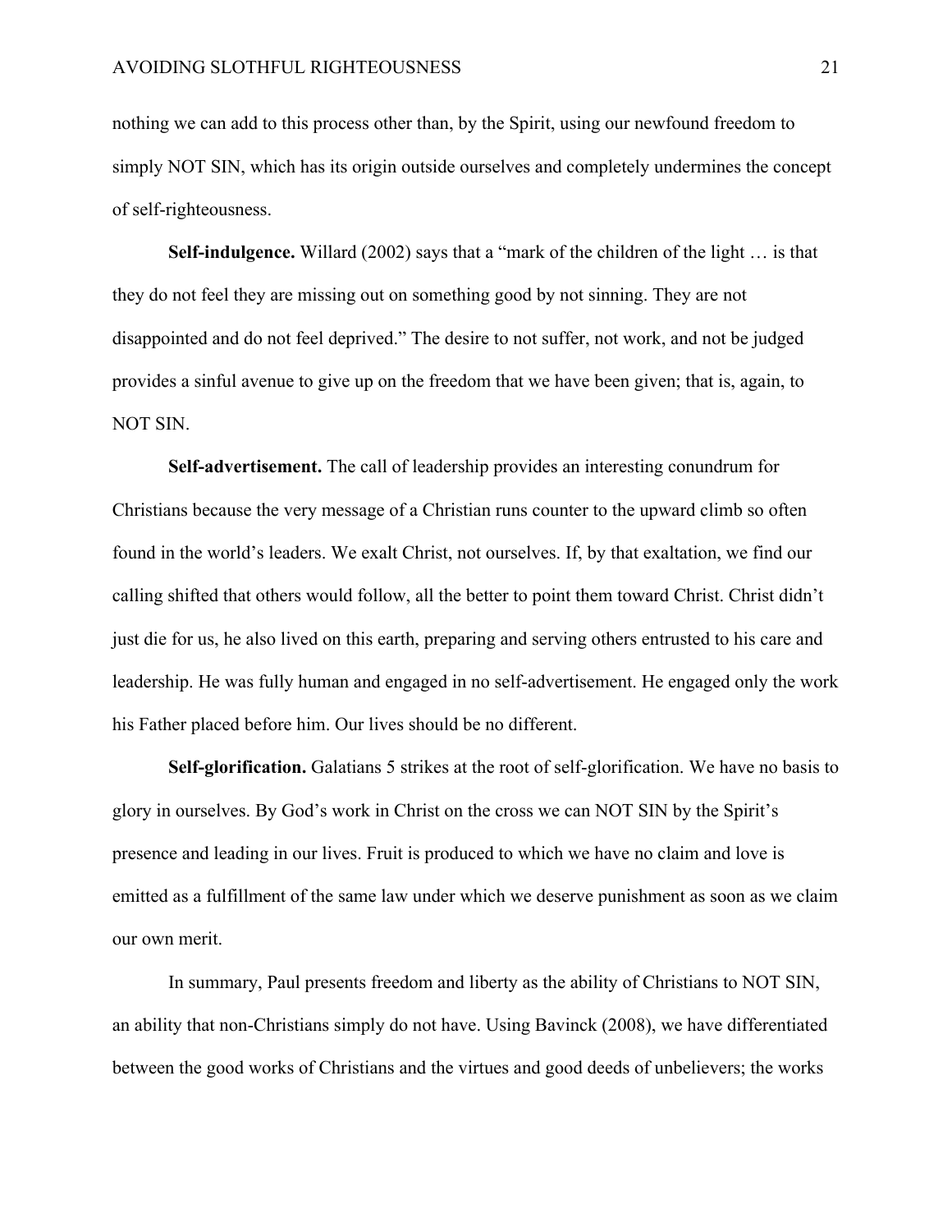nothing we can add to this process other than, by the Spirit, using our newfound freedom to simply NOT SIN, which has its origin outside ourselves and completely undermines the concept of self-righteousness.

**Self-indulgence.** Willard (2002) says that a "mark of the children of the light … is that they do not feel they are missing out on something good by not sinning. They are not disappointed and do not feel deprived." The desire to not suffer, not work, and not be judged provides a sinful avenue to give up on the freedom that we have been given; that is, again, to NOT SIN.

**Self-advertisement.** The call of leadership provides an interesting conundrum for Christians because the very message of a Christian runs counter to the upward climb so often found in the world's leaders. We exalt Christ, not ourselves. If, by that exaltation, we find our calling shifted that others would follow, all the better to point them toward Christ. Christ didn't just die for us, he also lived on this earth, preparing and serving others entrusted to his care and leadership. He was fully human and engaged in no self-advertisement. He engaged only the work his Father placed before him. Our lives should be no different.

**Self-glorification.** Galatians 5 strikes at the root of self-glorification. We have no basis to glory in ourselves. By God's work in Christ on the cross we can NOT SIN by the Spirit's presence and leading in our lives. Fruit is produced to which we have no claim and love is emitted as a fulfillment of the same law under which we deserve punishment as soon as we claim our own merit.

In summary, Paul presents freedom and liberty as the ability of Christians to NOT SIN, an ability that non-Christians simply do not have. Using Bavinck (2008), we have differentiated between the good works of Christians and the virtues and good deeds of unbelievers; the works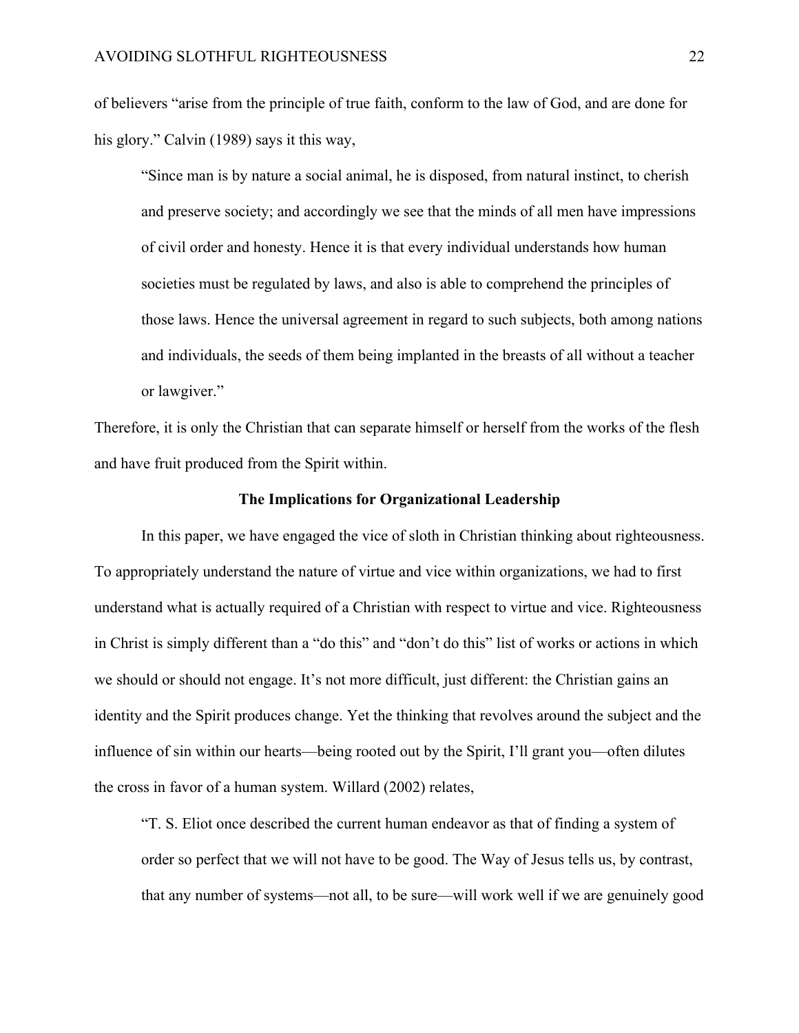of believers "arise from the principle of true faith, conform to the law of God, and are done for his glory." Calvin (1989) says it this way,

> "Since man is by nature a social animal, he is disposed, from natural instinct, to cherish and preserve society; and accordingly we see that the minds of all men have impressions of civil order and honesty. Hence it is that every individual understands how human societies must be regulated by laws, and also is able to comprehend the principles of those laws. Hence the universal agreement in regard to such subjects, both among nations and individuals, the seeds of them being implanted in the breasts of all without a teacher or lawgiver."

Therefore, it is only the Christian that can separate himself or herself from the works of the flesh and have fruit produced from the Spirit within.

## The Implications for Organizational Leadership

In this paper, we have engaged the vice of sloth in Christian thinking about righteousness. To appropriately understand the nature of virtue and vice within organizations, we had to first understand what is actually required of a Christian with respect to virtue and vice. Righteousness in Christ is simply different than a "do this" and "don't do this" list of works or actions in which we should or should not engage. It's not more difficult, just different: the Christian gains an identity and the Spirit produces change. Yet the thinking that revolves around the subject and the influence of sin within our hearts—being rooted out by the Spirit, I'll grant you—often dilutes the cross in favor of a human system. Willard (2002) relates,

> "T. S. Eliot once described the current human endeavor as that of finding a system of order so perfect that we will not have to be good. The Way of Jesus tells us, by contrast, that any number of systems—not all, to be sure—will work well if we are genuinely good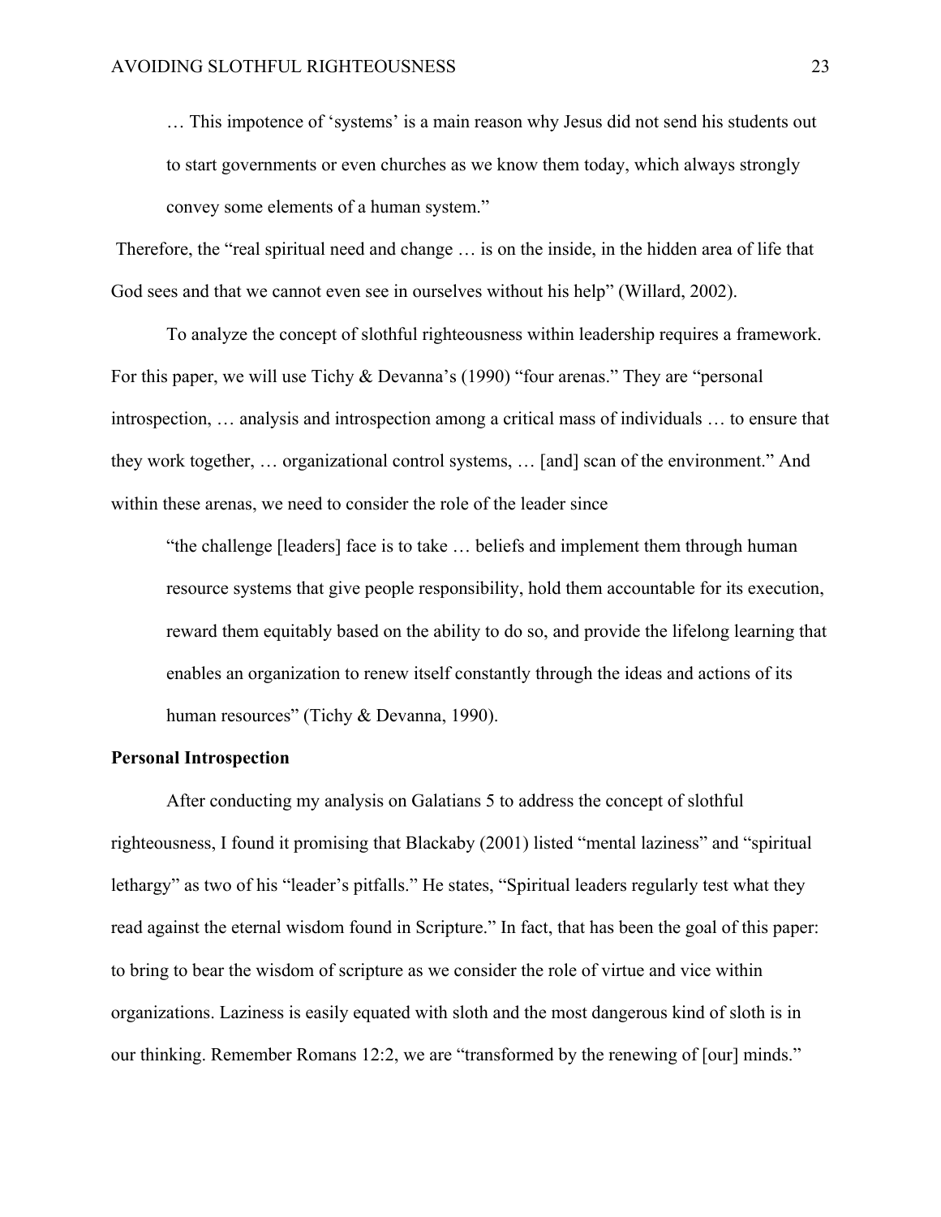> … This impotence of 'systems' is a main reason why Jesus did not send his students out to start governments or even churches as we know them today, which always strongly convey some elements of a human system."

Therefore, the "real spiritual need and change … is on the inside, in the hidden area of life that God sees and that we cannot even see in ourselves without his help" (Willard, 2002).

To analyze the concept of slothful righteousness within leadership requires a framework. For this paper, we will use Tichy & Devanna's (1990) "four arenas." They are "personal introspection, … analysis and introspection among a critical mass of individuals … to ensure that they work together, … organizational control systems, … [and] scan of the environment." And within these arenas, we need to consider the role of the leader since

> "the challenge [leaders] face is to take … beliefs and implement them through human resource systems that give people responsibility, hold them accountable for its execution, reward them equitably based on the ability to do so, and provide the lifelong learning that enables an organization to renew itself constantly through the ideas and actions of its human resources" (Tichy & Devanna, 1990).

**Personal Introspection**

After conducting my analysis on Galatians 5 to address the concept of slothful righteousness, I found it promising that Blackaby (2001) listed "mental laziness" and "spiritual lethargy" as two of his "leader's pitfalls." He states, "Spiritual leaders regularly test what they read against the eternal wisdom found in Scripture." In fact, that has been the goal of this paper: to bring to bear the wisdom of scripture as we consider the role of virtue and vice within organizations. Laziness is easily equated with sloth and the most dangerous kind of sloth is in our thinking. Remember Romans 12:2, we are "transformed by the renewing of [our] minds."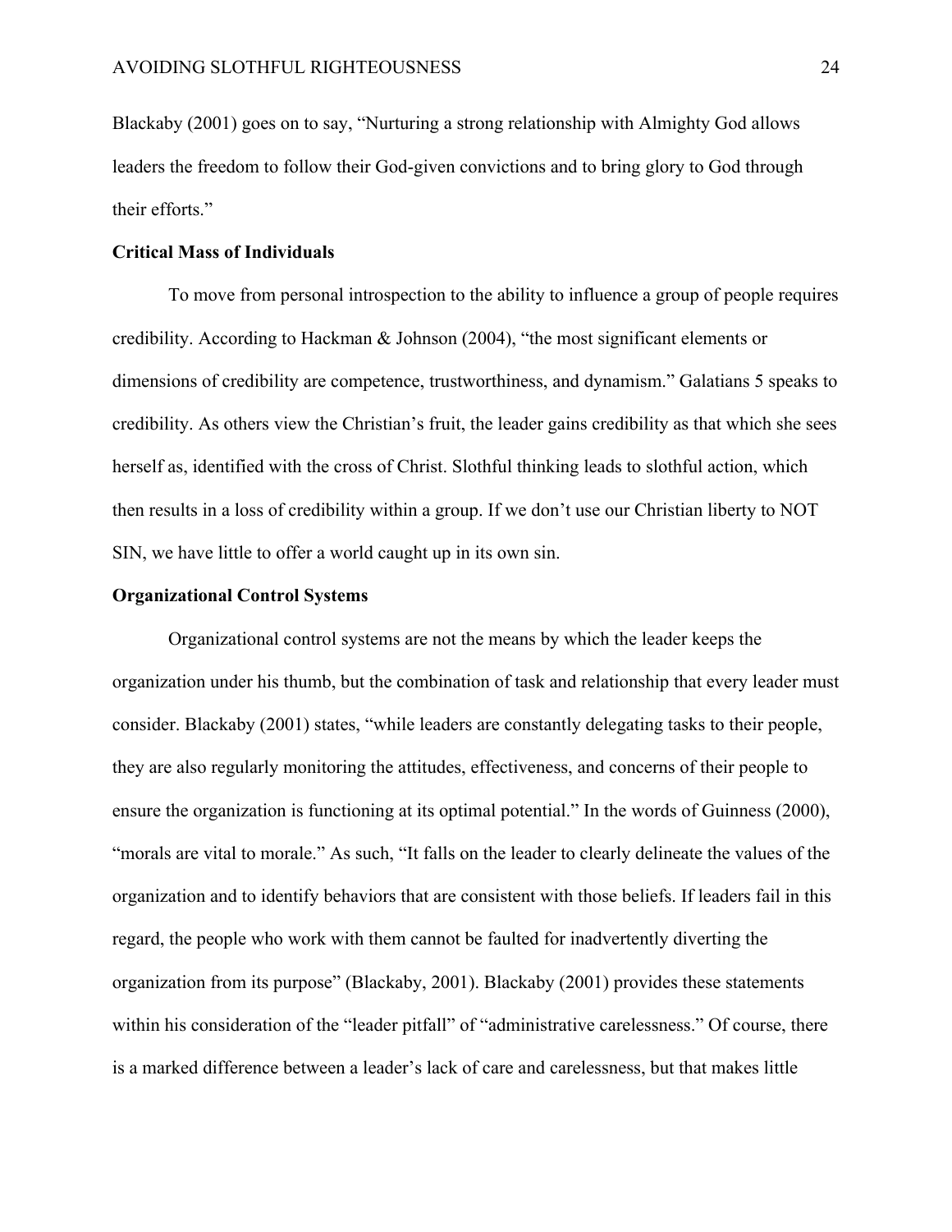Blackaby (2001) goes on to say, "Nurturing a strong relationship with Almighty God allows leaders the freedom to follow their God-given convictions and to bring glory to God through their efforts."

**Critical Mass of Individuals**

To move from personal introspection to the ability to influence a group of people requires credibility. According to Hackman & Johnson (2004), "the most significant elements or dimensions of credibility are competence, trustworthiness, and dynamism." Galatians 5 speaks to credibility. As others view the Christian's fruit, the leader gains credibility as that which she sees herself as, identified with the cross of Christ. Slothful thinking leads to slothful action, which then results in a loss of credibility within a group. If we don't use our Christian liberty to NOT SIN, we have little to offer a world caught up in its own sin.

**Organizational Control Systems**

Organizational control systems are not the means by which the leader keeps the organization under his thumb, but the combination of task and relationship that every leader must consider. Blackaby (2001) states, "while leaders are constantly delegating tasks to their people, they are also regularly monitoring the attitudes, effectiveness, and concerns of their people to ensure the organization is functioning at its optimal potential." In the words of Guinness (2000), "morals are vital to morale." As such, "It falls on the leader to clearly delineate the values of the organization and to identify behaviors that are consistent with those beliefs. If leaders fail in this regard, the people who work with them cannot be faulted for inadvertently diverting the organization from its purpose" (Blackaby, 2001). Blackaby (2001) provides these statements within his consideration of the "leader pitfall" of "administrative carelessness." Of course, there is a marked difference between a leader's lack of care and carelessness, but that makes little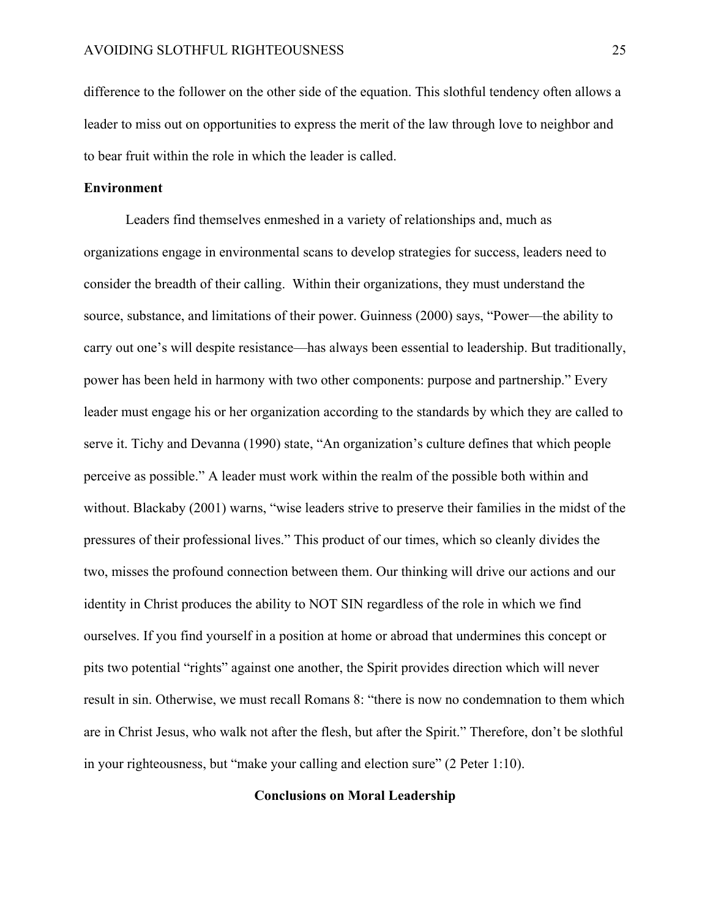difference to the follower on the other side of the equation. This slothful tendency often allows a leader to miss out on opportunities to express the merit of the law through love to neighbor and to bear fruit within the role in which the leader is called.

**Environment**

Leaders find themselves enmeshed in a variety of relationships and, much as organizations engage in environmental scans to develop strategies for success, leaders need to consider the breadth of their calling. Within their organizations, they must understand the source, substance, and limitations of their power. Guinness (2000) says, "Power—the ability to carry out one's will despite resistance—has always been essential to leadership. But traditionally, power has been held in harmony with two other components: purpose and partnership." Every leader must engage his or her organization according to the standards by which they are called to serve it. Tichy and Devanna (1990) state, "An organization's culture defines that which people perceive as possible." A leader must work within the realm of the possible both within and without. Blackaby (2001) warns, "wise leaders strive to preserve their families in the midst of the pressures of their professional lives." This product of our times, which so cleanly divides the two, misses the profound connection between them. Our thinking will drive our actions and our identity in Christ produces the ability to NOT SIN regardless of the role in which we find ourselves. If you find yourself in a position at home or abroad that undermines this concept or pits two potential "rights" against one another, the Spirit provides direction which will never result in sin. Otherwise, we must recall Romans 8: "there is now no condemnation to them which are in Christ Jesus, who walk not after the flesh, but after the Spirit." Therefore, don't be slothful in your righteousness, but "make your calling and election sure" (2 Peter 1:10).

## Conclusions on Moral Leadership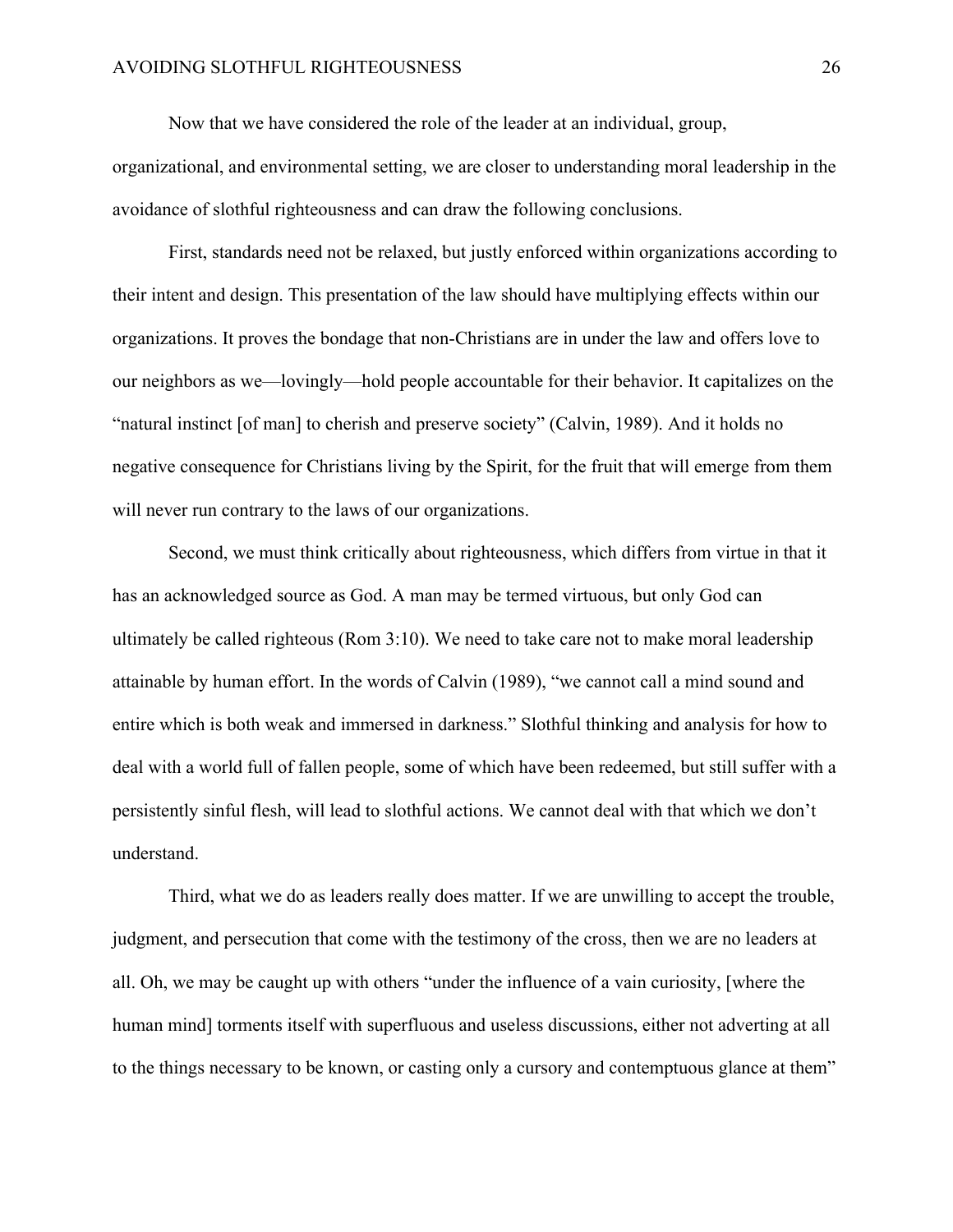Now that we have considered the role of the leader at an individual, group, organizational, and environmental setting, we are closer to understanding moral leadership in the avoidance of slothful righteousness and can draw the following conclusions.

First, standards need not be relaxed, but justly enforced within organizations according to their intent and design. This presentation of the law should have multiplying effects within our organizations. It proves the bondage that non-Christians are in under the law and offers love to our neighbors as we—lovingly—hold people accountable for their behavior. It capitalizes on the "natural instinct [of man] to cherish and preserve society" (Calvin, 1989). And it holds no negative consequence for Christians living by the Spirit, for the fruit that will emerge from them will never run contrary to the laws of our organizations.

Second, we must think critically about righteousness, which differs from virtue in that it has an acknowledged source as God. A man may be termed virtuous, but only God can ultimately be called righteous (Rom 3:10). We need to take care not to make moral leadership attainable by human effort. In the words of Calvin (1989), "we cannot call a mind sound and entire which is both weak and immersed in darkness." Slothful thinking and analysis for how to deal with a world full of fallen people, some of which have been redeemed, but still suffer with a persistently sinful flesh, will lead to slothful actions. We cannot deal with that which we don't understand.

Third, what we do as leaders really does matter. If we are unwilling to accept the trouble, judgment, and persecution that come with the testimony of the cross, then we are no leaders at all. Oh, we may be caught up with others "under the influence of a vain curiosity, [where the human mind] torments itself with superfluous and useless discussions, either not adverting at all to the things necessary to be known, or casting only a cursory and contemptuous glance at them"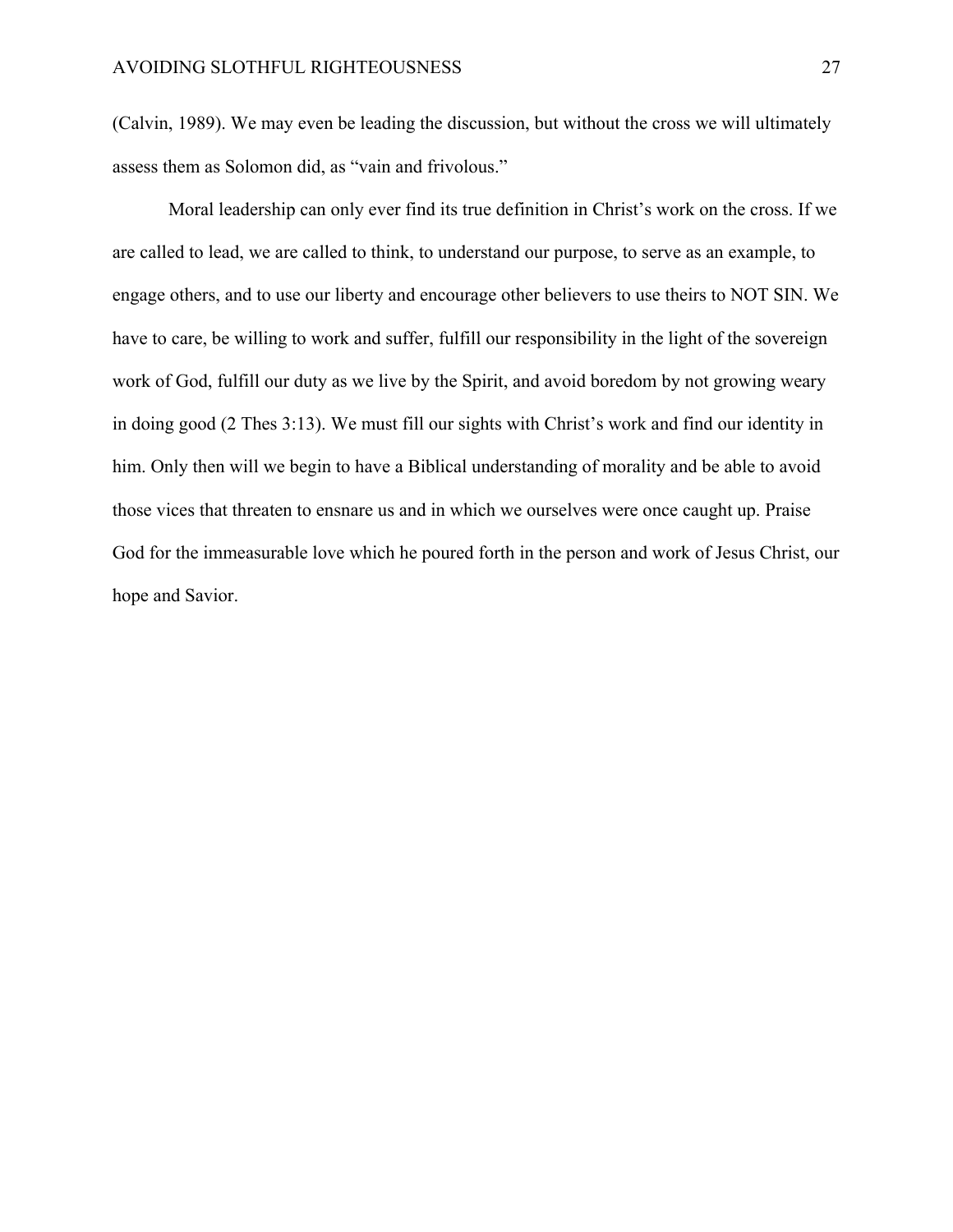(Calvin, 1989). We may even be leading the discussion, but without the cross we will ultimately assess them as Solomon did, as "vain and frivolous."

Moral leadership can only ever find its true definition in Christ's work on the cross. If we are called to lead, we are called to think, to understand our purpose, to serve as an example, to engage others, and to use our liberty and encourage other believers to use theirs to NOT SIN. We have to care, be willing to work and suffer, fulfill our responsibility in the light of the sovereign work of God, fulfill our duty as we live by the Spirit, and avoid boredom by not growing weary in doing good (2 Thes 3:13). We must fill our sights with Christ's work and find our identity in him. Only then will we begin to have a Biblical understanding of morality and be able to avoid those vices that threaten to ensnare us and in which we ourselves were once caught up. Praise God for the immeasurable love which he poured forth in the person and work of Jesus Christ, our hope and Savior.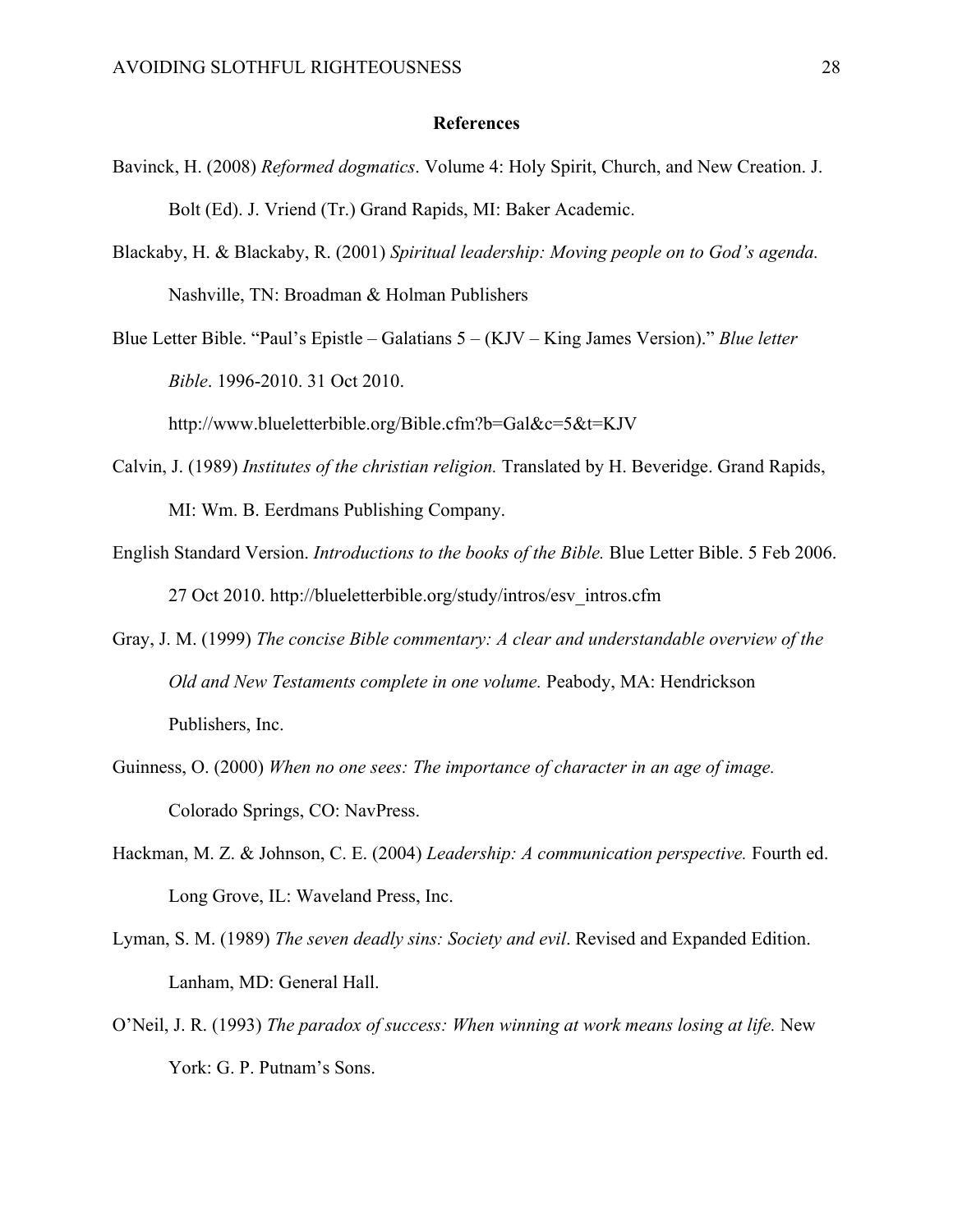# References

Bavinck, H. (2008) *Reformed dogmatics*. Volume 4: Holy Spirit, Church, and New Creation. J. Bolt (Ed). J. Vriend (Tr.) Grand Rapids, MI: Baker Academic.

Blackaby, H. & Blackaby, R. (2001) *Spiritual leadership: Moving people on to God's agenda.* Nashville, TN: Broadman & Holman Publishers

Blue Letter Bible. "Paul's Epistle – Galatians 5 – (KJV – King James Version)." *Blue letter Bible*. 1996-2010. 31 Oct 2010. http://www.blueletterbible.org/Bible.cfm?b=Gal&c=5&t=KJV

Calvin, J. (1989) *Institutes of the christian religion.* Translated by H. Beveridge. Grand Rapids, MI: Wm. B. Eerdmans Publishing Company.

English Standard Version. *Introductions to the books of the Bible.* Blue Letter Bible. 5 Feb 2006. 27 Oct 2010. http://blueletterbible.org/study/intros/esv_intros.cfm

Gray, J. M. (1999) *The concise Bible commentary: A clear and understandable overview of the Old and New Testaments complete in one volume.* Peabody, MA: Hendrickson Publishers, Inc.

Guinness, O. (2000) *When no one sees: The importance of character in an age of image.* Colorado Springs, CO: NavPress.

Hackman, M. Z. & Johnson, C. E. (2004) *Leadership: A communication perspective.* Fourth ed. Long Grove, IL: Waveland Press, Inc.

Lyman, S. M. (1989) *The seven deadly sins: Society and evil*. Revised and Expanded Edition. Lanham, MD: General Hall.

O'Neil, J. R. (1993) *The paradox of success: When winning at work means losing at life.* New York: G. P. Putnam's Sons.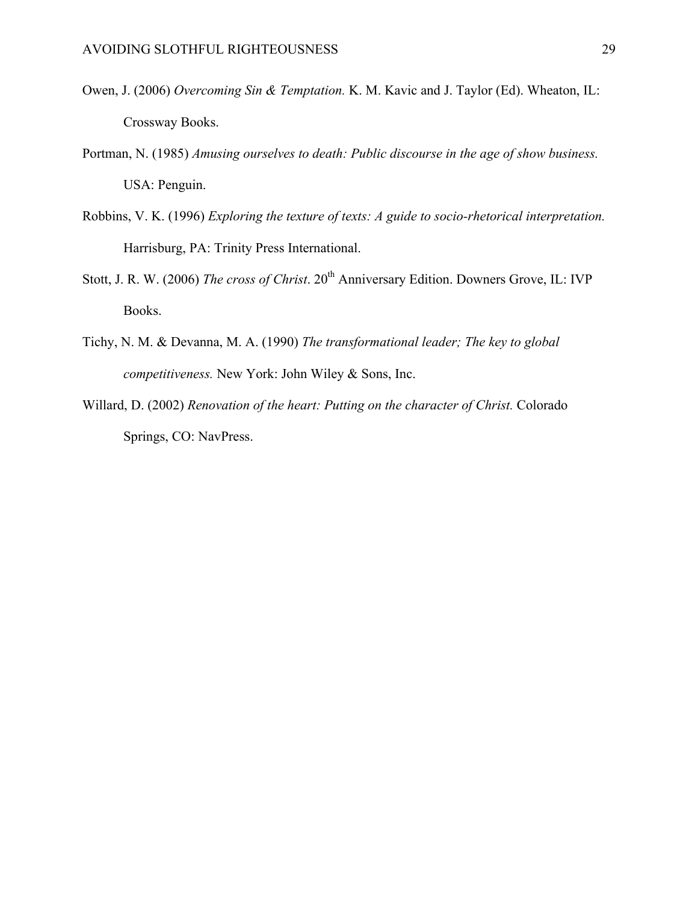Owen, J. (2006) *Overcoming Sin & Temptation.* K. M. Kavic and J. Taylor (Ed). Wheaton, IL: Crossway Books.

Portman, N. (1985) *Amusing ourselves to death: Public discourse in the age of show business.* USA: Penguin.

Robbins, V. K. (1996) *Exploring the texture of texts: A guide to socio-rhetorical interpretation.* Harrisburg, PA: Trinity Press International.

Stott, J. R. W. (2006) *The cross of Christ*. 20th Anniversary Edition. Downers Grove, IL: IVP Books.

Tichy, N. M. & Devanna, M. A. (1990) *The transformational leader; The key to global competitiveness.* New York: John Wiley & Sons, Inc.

Willard, D. (2002) *Renovation of the heart: Putting on the character of Christ.* Colorado Springs, CO: NavPress.